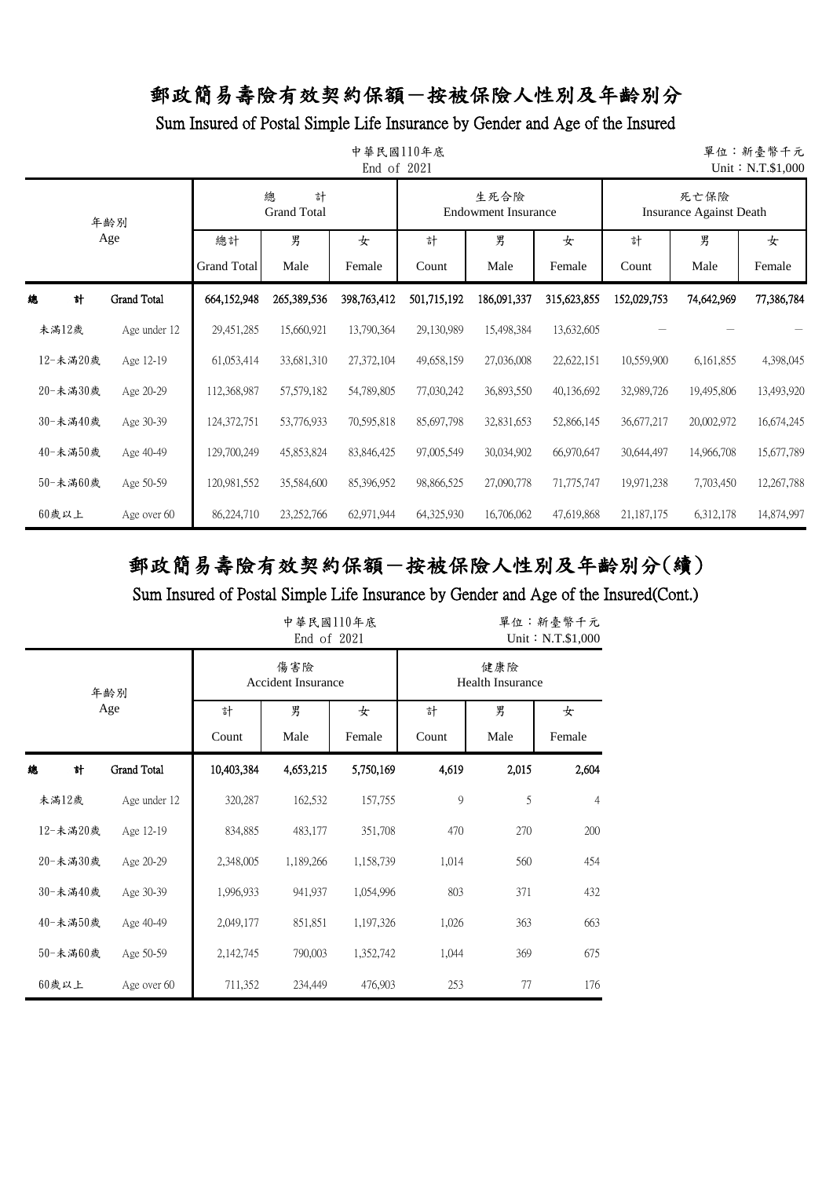# 郵政簡易壽險有效契約保額－按被保險人性別及年齡別分

## Sum Insured of Postal Simple Life Insurance by Gender and Age of the Insured

中華民國110年底
End of 2021

單位：新臺幣千元
Unit：N.T.$1,000

| 年齡別 Age | | 總計 Grand Total | | | 生死合險 Endowment Insurance | | | 死亡保險 Insurance Against Death | | |
|---|---|---|---|---|---|---|---|---|---|---|
| | | 總計 Grand Total | 男 Male | 女 Female | 計 Count | 男 Male | 女 Female | 計 Count | 男 Male | 女 Female |
| **總　計** | **Grand Total** | **664,152,948** | **265,389,536** | **398,763,412** | **501,715,192** | **186,091,337** | **315,623,855** | **152,029,753** | **74,642,969** | **77,386,784** |
| 未滿12歲 | Age under 12 | 29,451,285 | 15,660,921 | 13,790,364 | 29,130,989 | 15,498,384 | 13,632,605 | － | － | － |
| 12-未滿20歲 | Age 12-19 | 61,053,414 | 33,681,310 | 27,372,104 | 49,658,159 | 27,036,008 | 22,622,151 | 10,559,900 | 6,161,855 | 4,398,045 |
| 20-未滿30歲 | Age 20-29 | 112,368,987 | 57,579,182 | 54,789,805 | 77,030,242 | 36,893,550 | 40,136,692 | 32,989,726 | 19,495,806 | 13,493,920 |
| 30-未滿40歲 | Age 30-39 | 124,372,751 | 53,776,933 | 70,595,818 | 85,697,798 | 32,831,653 | 52,866,145 | 36,677,217 | 20,002,972 | 16,674,245 |
| 40-未滿50歲 | Age 40-49 | 129,700,249 | 45,853,824 | 83,846,425 | 97,005,549 | 30,034,902 | 66,970,647 | 30,644,497 | 14,966,708 | 15,677,789 |
| 50-未滿60歲 | Age 50-59 | 120,981,552 | 35,584,600 | 85,396,952 | 98,866,525 | 27,090,778 | 71,775,747 | 19,971,238 | 7,703,450 | 12,267,788 |
| 60歲以上 | Age over 60 | 86,224,710 | 23,252,766 | 62,971,944 | 64,325,930 | 16,706,062 | 47,619,868 | 21,187,175 | 6,312,178 | 14,874,997 |

# 郵政簡易壽險有效契約保額－按被保險人性別及年齡別分(續)

## Sum Insured of Postal Simple Life Insurance by Gender and Age of the Insured(Cont.)

中華民國110年底
End of 2021

單位：新臺幣千元
Unit：N.T.$1,000

| 年齡別 Age | | 傷害險 Accident Insurance | | | 健康險 Health Insurance | | |
|---|---|---|---|---|---|---|---|
| | | 計 Count | 男 Male | 女 Female | 計 Count | 男 Male | 女 Female |
| **總　計** | **Grand Total** | **10,403,384** | **4,653,215** | **5,750,169** | **4,619** | **2,015** | **2,604** |
| 未滿12歲 | Age under 12 | 320,287 | 162,532 | 157,755 | 9 | 5 | 4 |
| 12-未滿20歲 | Age 12-19 | 834,885 | 483,177 | 351,708 | 470 | 270 | 200 |
| 20-未滿30歲 | Age 20-29 | 2,348,005 | 1,189,266 | 1,158,739 | 1,014 | 560 | 454 |
| 30-未滿40歲 | Age 30-39 | 1,996,933 | 941,937 | 1,054,996 | 803 | 371 | 432 |
| 40-未滿50歲 | Age 40-49 | 2,049,177 | 851,851 | 1,197,326 | 1,026 | 363 | 663 |
| 50-未滿60歲 | Age 50-59 | 2,142,745 | 790,003 | 1,352,742 | 1,044 | 369 | 675 |
| 60歲以上 | Age over 60 | 711,352 | 234,449 | 476,903 | 253 | 77 | 176 |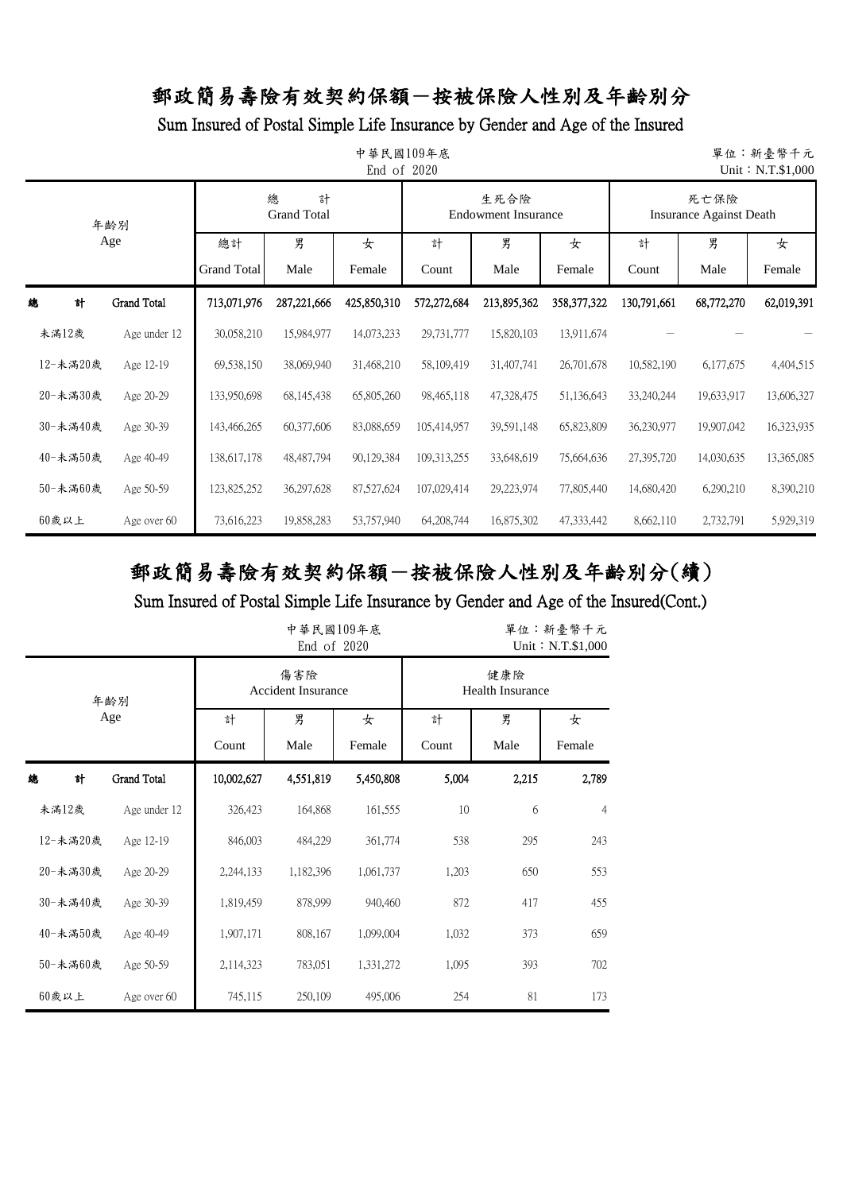# 郵政簡易壽險有效契約保額－按被保險人性別及年齡別分

## Sum Insured of Postal Simple Life Insurance by Gender and Age of the Insured

中華民國109年底
End of 2020

單位：新臺幣千元
Unit：N.T.$1,000

| 年齡別 Age | | 總計 Grand Total | | | 生死合險 Endowment Insurance | | | 死亡保險 Insurance Against Death | | |
|---|---|---|---|---|---|---|---|---|---|---|
| | | 總計 Grand Total | 男 Male | 女 Female | 計 Count | 男 Male | 女 Female | 計 Count | 男 Male | 女 Female |
| **總　計** | **Grand Total** | **713,071,976** | **287,221,666** | **425,850,310** | **572,272,684** | **213,895,362** | **358,377,322** | **130,791,661** | **68,772,270** | **62,019,391** |
| 未滿12歲 | Age under 12 | 30,058,210 | 15,984,977 | 14,073,233 | 29,731,777 | 15,820,103 | 13,911,674 | － | － | － |
| 12-未滿20歲 | Age 12-19 | 69,538,150 | 38,069,940 | 31,468,210 | 58,109,419 | 31,407,741 | 26,701,678 | 10,582,190 | 6,177,675 | 4,404,515 |
| 20-未滿30歲 | Age 20-29 | 133,950,698 | 68,145,438 | 65,805,260 | 98,465,118 | 47,328,475 | 51,136,643 | 33,240,244 | 19,633,917 | 13,606,327 |
| 30-未滿40歲 | Age 30-39 | 143,466,265 | 60,377,606 | 83,088,659 | 105,414,957 | 39,591,148 | 65,823,809 | 36,230,977 | 19,907,042 | 16,323,935 |
| 40-未滿50歲 | Age 40-49 | 138,617,178 | 48,487,794 | 90,129,384 | 109,313,255 | 33,648,619 | 75,664,636 | 27,395,720 | 14,030,635 | 13,365,085 |
| 50-未滿60歲 | Age 50-59 | 123,825,252 | 36,297,628 | 87,527,624 | 107,029,414 | 29,223,974 | 77,805,440 | 14,680,420 | 6,290,210 | 8,390,210 |
| 60歲以上 | Age over 60 | 73,616,223 | 19,858,283 | 53,757,940 | 64,208,744 | 16,875,302 | 47,333,442 | 8,662,110 | 2,732,791 | 5,929,319 |

# 郵政簡易壽險有效契約保額－按被保險人性別及年齡別分(續)

## Sum Insured of Postal Simple Life Insurance by Gender and Age of the Insured(Cont.)

中華民國109年底
End of 2020

單位：新臺幣千元
Unit：N.T.$1,000

| 年齡別 Age | | 傷害險 Accident Insurance | | | 健康險 Health Insurance | | |
|---|---|---|---|---|---|---|---|
| | | 計 Count | 男 Male | 女 Female | 計 Count | 男 Male | 女 Female |
| **總　計** | **Grand Total** | **10,002,627** | **4,551,819** | **5,450,808** | **5,004** | **2,215** | **2,789** |
| 未滿12歲 | Age under 12 | 326,423 | 164,868 | 161,555 | 10 | 6 | 4 |
| 12-未滿20歲 | Age 12-19 | 846,003 | 484,229 | 361,774 | 538 | 295 | 243 |
| 20-未滿30歲 | Age 20-29 | 2,244,133 | 1,182,396 | 1,061,737 | 1,203 | 650 | 553 |
| 30-未滿40歲 | Age 30-39 | 1,819,459 | 878,999 | 940,460 | 872 | 417 | 455 |
| 40-未滿50歲 | Age 40-49 | 1,907,171 | 808,167 | 1,099,004 | 1,032 | 373 | 659 |
| 50-未滿60歲 | Age 50-59 | 2,114,323 | 783,051 | 1,331,272 | 1,095 | 393 | 702 |
| 60歲以上 | Age over 60 | 745,115 | 250,109 | 495,006 | 254 | 81 | 173 |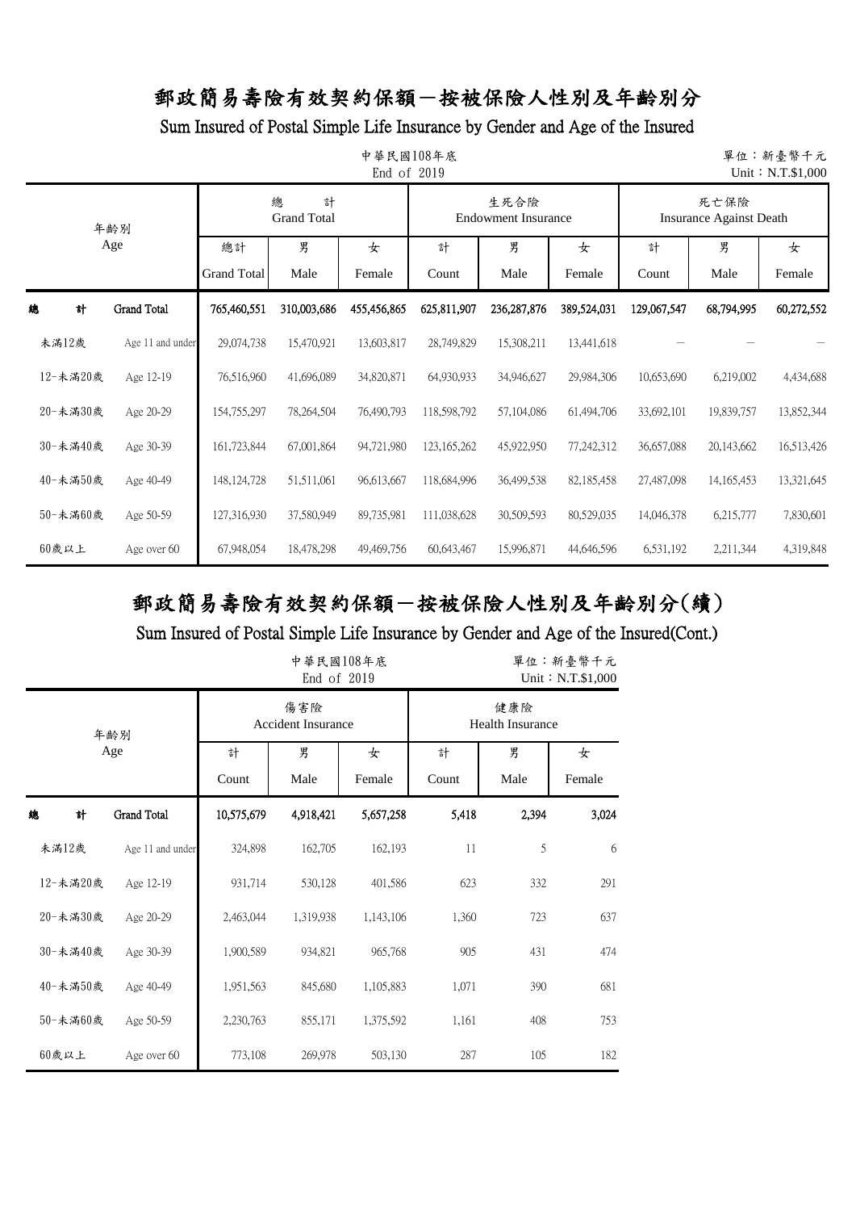# 郵政簡易壽險有效契約保額－按被保險人性別及年齡別分

## Sum Insured of Postal Simple Life Insurance by Gender and Age of the Insured

中華民國108年底
End of 2019

單位：新臺幣千元
Unit：N.T.$1,000

| 年齡別 Age | | 總計 Grand Total | | | 生死合險 Endowment Insurance | | | 死亡保險 Insurance Against Death | | |
|---|---|---|---|---|---|---|---|---|---|---|
| | | 總計 Grand Total | 男 Male | 女 Female | 計 Count | 男 Male | 女 Female | 計 Count | 男 Male | 女 Female |
| 總計 | Grand Total | 765,460,551 | 310,003,686 | 455,456,865 | 625,811,907 | 236,287,876 | 389,524,031 | 129,067,547 | 68,794,995 | 60,272,552 |
| 未滿12歲 | Age 11 and under | 29,074,738 | 15,470,921 | 13,603,817 | 28,749,829 | 15,308,211 | 13,441,618 | － | － | － |
| 12-未滿20歲 | Age 12-19 | 76,516,960 | 41,696,089 | 34,820,871 | 64,930,933 | 34,946,627 | 29,984,306 | 10,653,690 | 6,219,002 | 4,434,688 |
| 20-未滿30歲 | Age 20-29 | 154,755,297 | 78,264,504 | 76,490,793 | 118,598,792 | 57,104,086 | 61,494,706 | 33,692,101 | 19,839,757 | 13,852,344 |
| 30-未滿40歲 | Age 30-39 | 161,723,844 | 67,001,864 | 94,721,980 | 123,165,262 | 45,922,950 | 77,242,312 | 36,657,088 | 20,143,662 | 16,513,426 |
| 40-未滿50歲 | Age 40-49 | 148,124,728 | 51,511,061 | 96,613,667 | 118,684,996 | 36,499,538 | 82,185,458 | 27,487,098 | 14,165,453 | 13,321,645 |
| 50-未滿60歲 | Age 50-59 | 127,316,930 | 37,580,949 | 89,735,981 | 111,038,628 | 30,509,593 | 80,529,035 | 14,046,378 | 6,215,777 | 7,830,601 |
| 60歲以上 | Age over 60 | 67,948,054 | 18,478,298 | 49,469,756 | 60,643,467 | 15,996,871 | 44,646,596 | 6,531,192 | 2,211,344 | 4,319,848 |

# 郵政簡易壽險有效契約保額－按被保險人性別及年齡別分(續)

## Sum Insured of Postal Simple Life Insurance by Gender and Age of the Insured(Cont.)

中華民國108年底
End of 2019

單位：新臺幣千元
Unit：N.T.$1,000

| 年齡別 Age | | 傷害險 Accident Insurance | | | 健康險 Health Insurance | | |
|---|---|---|---|---|---|---|---|
| | | 計 Count | 男 Male | 女 Female | 計 Count | 男 Male | 女 Female |
| 總計 | Grand Total | 10,575,679 | 4,918,421 | 5,657,258 | 5,418 | 2,394 | 3,024 |
| 未滿12歲 | Age 11 and under | 324,898 | 162,705 | 162,193 | 11 | 5 | 6 |
| 12-未滿20歲 | Age 12-19 | 931,714 | 530,128 | 401,586 | 623 | 332 | 291 |
| 20-未滿30歲 | Age 20-29 | 2,463,044 | 1,319,938 | 1,143,106 | 1,360 | 723 | 637 |
| 30-未滿40歲 | Age 30-39 | 1,900,589 | 934,821 | 965,768 | 905 | 431 | 474 |
| 40-未滿50歲 | Age 40-49 | 1,951,563 | 845,680 | 1,105,883 | 1,071 | 390 | 681 |
| 50-未滿60歲 | Age 50-59 | 2,230,763 | 855,171 | 1,375,592 | 1,161 | 408 | 753 |
| 60歲以上 | Age over 60 | 773,108 | 269,978 | 503,130 | 287 | 105 | 182 |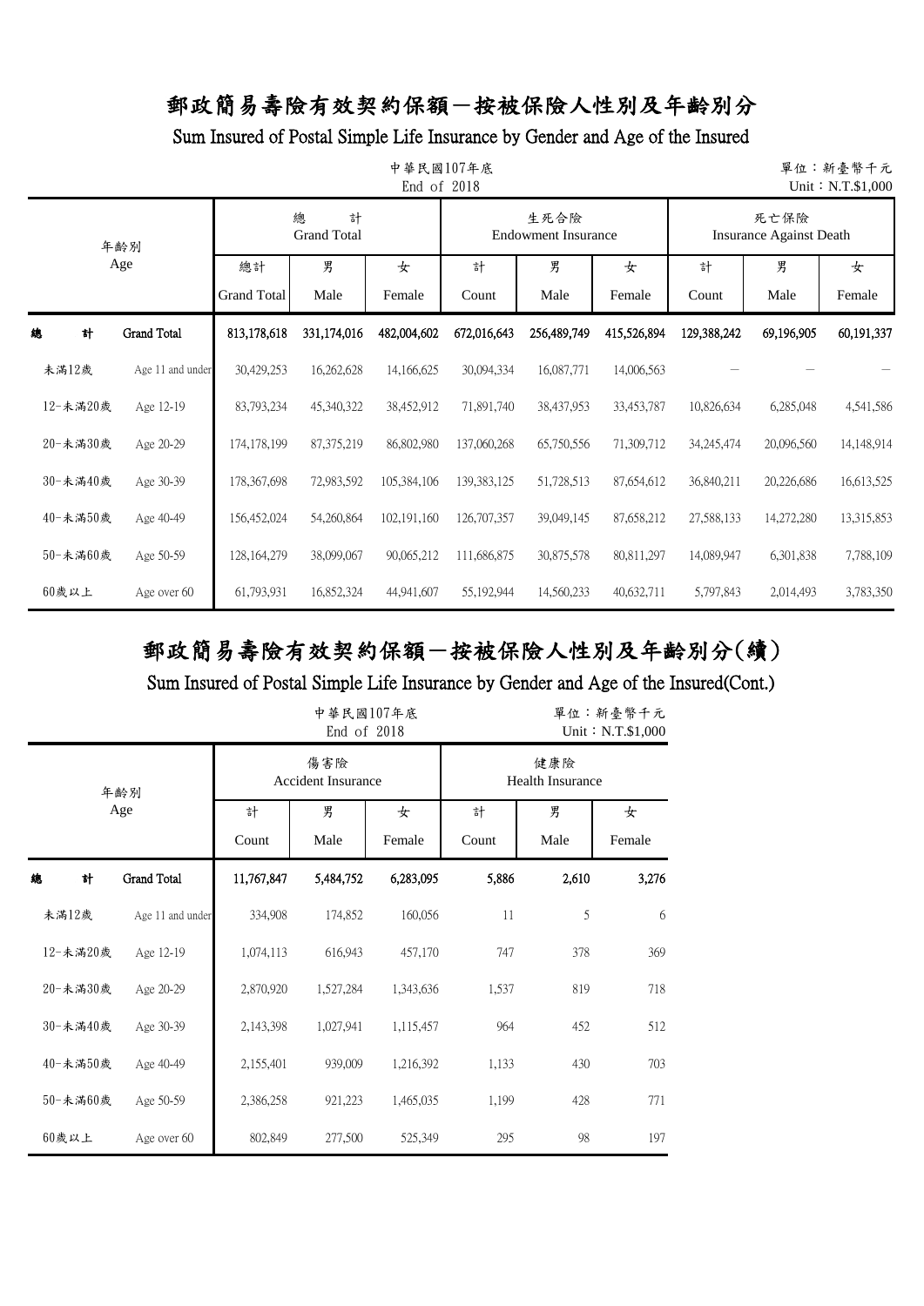# 郵政簡易壽險有效契約保額－按被保險人性別及年齡別分

## Sum Insured of Postal Simple Life Insurance by Gender and Age of the Insured

中華民國107年底
End of 2018

單位：新臺幣千元
Unit：N.T.$1,000

| 年齡別 Age | | 總計 Grand Total | | | 生死合險 Endowment Insurance | | | 死亡保險 Insurance Against Death | | |
|---|---|---|---|---|---|---|---|---|---|---|
| | | 總計 Grand Total | 男 Male | 女 Female | 計 Count | 男 Male | 女 Female | 計 Count | 男 Male | 女 Female |
| 總計 | Grand Total | 813,178,618 | 331,174,016 | 482,004,602 | 672,016,643 | 256,489,749 | 415,526,894 | 129,388,242 | 69,196,905 | 60,191,337 |
| 未滿12歲 | Age 11 and under | 30,429,253 | 16,262,628 | 14,166,625 | 30,094,334 | 16,087,771 | 14,006,563 | － | － | － |
| 12-未滿20歲 | Age 12-19 | 83,793,234 | 45,340,322 | 38,452,912 | 71,891,740 | 38,437,953 | 33,453,787 | 10,826,634 | 6,285,048 | 4,541,586 |
| 20-未滿30歲 | Age 20-29 | 174,178,199 | 87,375,219 | 86,802,980 | 137,060,268 | 65,750,556 | 71,309,712 | 34,245,474 | 20,096,560 | 14,148,914 |
| 30-未滿40歲 | Age 30-39 | 178,367,698 | 72,983,592 | 105,384,106 | 139,383,125 | 51,728,513 | 87,654,612 | 36,840,211 | 20,226,686 | 16,613,525 |
| 40-未滿50歲 | Age 40-49 | 156,452,024 | 54,260,864 | 102,191,160 | 126,707,357 | 39,049,145 | 87,658,212 | 27,588,133 | 14,272,280 | 13,315,853 |
| 50-未滿60歲 | Age 50-59 | 128,164,279 | 38,099,067 | 90,065,212 | 111,686,875 | 30,875,578 | 80,811,297 | 14,089,947 | 6,301,838 | 7,788,109 |
| 60歲以上 | Age over 60 | 61,793,931 | 16,852,324 | 44,941,607 | 55,192,944 | 14,560,233 | 40,632,711 | 5,797,843 | 2,014,493 | 3,783,350 |

# 郵政簡易壽險有效契約保額－按被保險人性別及年齡別分(續)

## Sum Insured of Postal Simple Life Insurance by Gender and Age of the Insured(Cont.)

中華民國107年底
End of 2018

單位：新臺幣千元
Unit：N.T.$1,000

| 年齡別 Age | | 傷害險 Accident Insurance | | | 健康險 Health Insurance | | |
|---|---|---|---|---|---|---|---|
| | | 計 Count | 男 Male | 女 Female | 計 Count | 男 Male | 女 Female |
| 總計 | Grand Total | 11,767,847 | 5,484,752 | 6,283,095 | 5,886 | 2,610 | 3,276 |
| 未滿12歲 | Age 11 and under | 334,908 | 174,852 | 160,056 | 11 | 5 | 6 |
| 12-未滿20歲 | Age 12-19 | 1,074,113 | 616,943 | 457,170 | 747 | 378 | 369 |
| 20-未滿30歲 | Age 20-29 | 2,870,920 | 1,527,284 | 1,343,636 | 1,537 | 819 | 718 |
| 30-未滿40歲 | Age 30-39 | 2,143,398 | 1,027,941 | 1,115,457 | 964 | 452 | 512 |
| 40-未滿50歲 | Age 40-49 | 2,155,401 | 939,009 | 1,216,392 | 1,133 | 430 | 703 |
| 50-未滿60歲 | Age 50-59 | 2,386,258 | 921,223 | 1,465,035 | 1,199 | 428 | 771 |
| 60歲以上 | Age over 60 | 802,849 | 277,500 | 525,349 | 295 | 98 | 197 |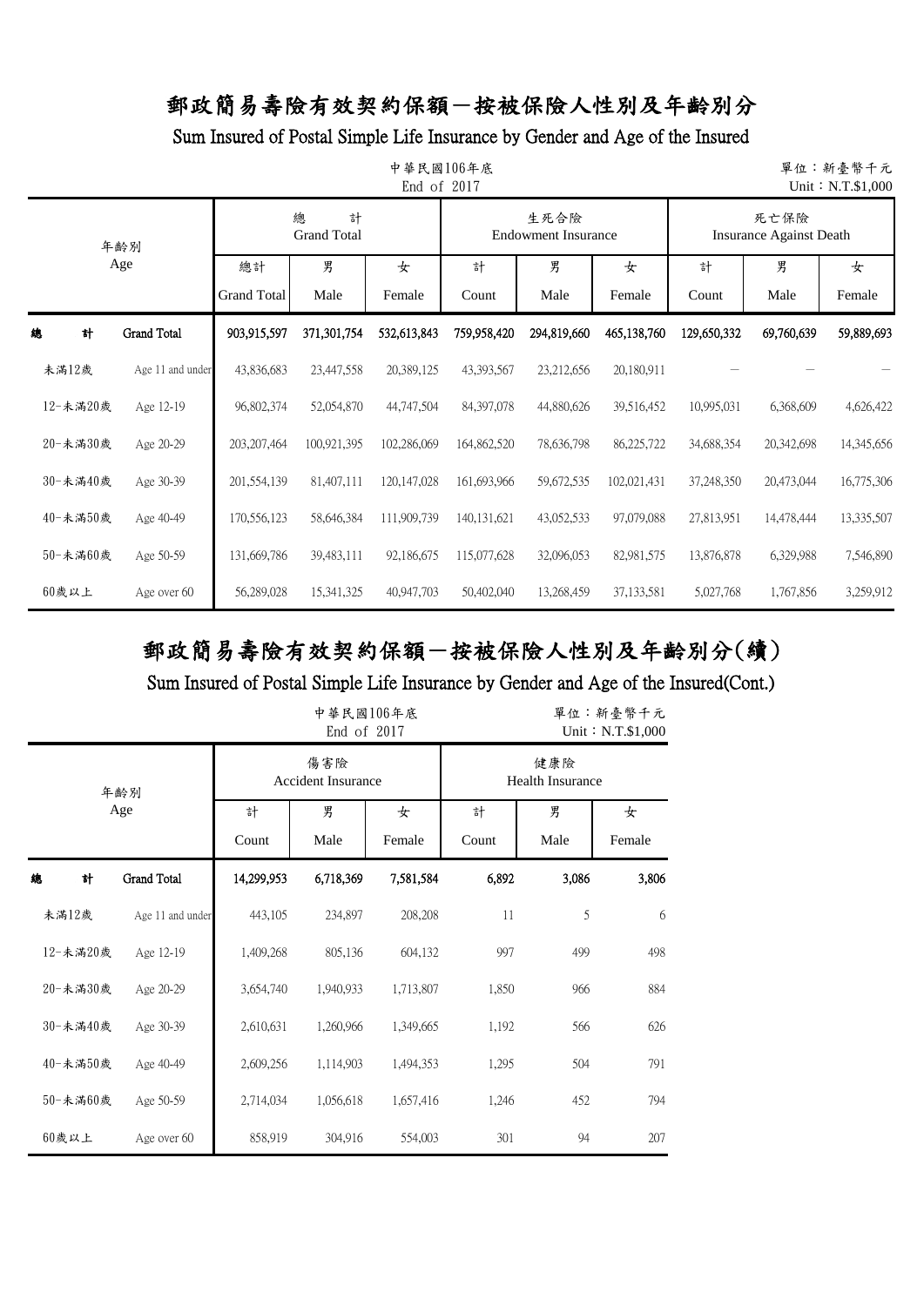# 郵政簡易壽險有效契約保額－按被保險人性別及年齡別分

## Sum Insured of Postal Simple Life Insurance by Gender and Age of the Insured

中華民國106年底
End of 2017

單位：新臺幣千元
Unit：N.T.$1,000

| 年齡別 Age | | 總計 Grand Total | | | 生死合險 Endowment Insurance | | | 死亡保險 Insurance Against Death | | |
|---|---|---|---|---|---|---|---|---|---|---|
| | | 總計 Grand Total | 男 Male | 女 Female | 計 Count | 男 Male | 女 Female | 計 Count | 男 Male | 女 Female |
| 總計 | Grand Total | 903,915,597 | 371,301,754 | 532,613,843 | 759,958,420 | 294,819,660 | 465,138,760 | 129,650,332 | 69,760,639 | 59,889,693 |
| 未滿12歲 | Age 11 and under | 43,836,683 | 23,447,558 | 20,389,125 | 43,393,567 | 23,212,656 | 20,180,911 | － | － | － |
| 12-未滿20歲 | Age 12-19 | 96,802,374 | 52,054,870 | 44,747,504 | 84,397,078 | 44,880,626 | 39,516,452 | 10,995,031 | 6,368,609 | 4,626,422 |
| 20-未滿30歲 | Age 20-29 | 203,207,464 | 100,921,395 | 102,286,069 | 164,862,520 | 78,636,798 | 86,225,722 | 34,688,354 | 20,342,698 | 14,345,656 |
| 30-未滿40歲 | Age 30-39 | 201,554,139 | 81,407,111 | 120,147,028 | 161,693,966 | 59,672,535 | 102,021,431 | 37,248,350 | 20,473,044 | 16,775,306 |
| 40-未滿50歲 | Age 40-49 | 170,556,123 | 58,646,384 | 111,909,739 | 140,131,621 | 43,052,533 | 97,079,088 | 27,813,951 | 14,478,444 | 13,335,507 |
| 50-未滿60歲 | Age 50-59 | 131,669,786 | 39,483,111 | 92,186,675 | 115,077,628 | 32,096,053 | 82,981,575 | 13,876,878 | 6,329,988 | 7,546,890 |
| 60歲以上 | Age over 60 | 56,289,028 | 15,341,325 | 40,947,703 | 50,402,040 | 13,268,459 | 37,133,581 | 5,027,768 | 1,767,856 | 3,259,912 |

# 郵政簡易壽險有效契約保額－按被保險人性別及年齡別分(續)

## Sum Insured of Postal Simple Life Insurance by Gender and Age of the Insured(Cont.)

中華民國106年底
End of 2017

單位：新臺幣千元
Unit：N.T.$1,000

| 年齡別 Age | | 傷害險 Accident Insurance | | | 健康險 Health Insurance | | |
|---|---|---|---|---|---|---|---|
| | | 計 Count | 男 Male | 女 Female | 計 Count | 男 Male | 女 Female |
| 總計 | Grand Total | 14,299,953 | 6,718,369 | 7,581,584 | 6,892 | 3,086 | 3,806 |
| 未滿12歲 | Age 11 and under | 443,105 | 234,897 | 208,208 | 11 | 5 | 6 |
| 12-未滿20歲 | Age 12-19 | 1,409,268 | 805,136 | 604,132 | 997 | 499 | 498 |
| 20-未滿30歲 | Age 20-29 | 3,654,740 | 1,940,933 | 1,713,807 | 1,850 | 966 | 884 |
| 30-未滿40歲 | Age 30-39 | 2,610,631 | 1,260,966 | 1,349,665 | 1,192 | 566 | 626 |
| 40-未滿50歲 | Age 40-49 | 2,609,256 | 1,114,903 | 1,494,353 | 1,295 | 504 | 791 |
| 50-未滿60歲 | Age 50-59 | 2,714,034 | 1,056,618 | 1,657,416 | 1,246 | 452 | 794 |
| 60歲以上 | Age over 60 | 858,919 | 304,916 | 554,003 | 301 | 94 | 207 |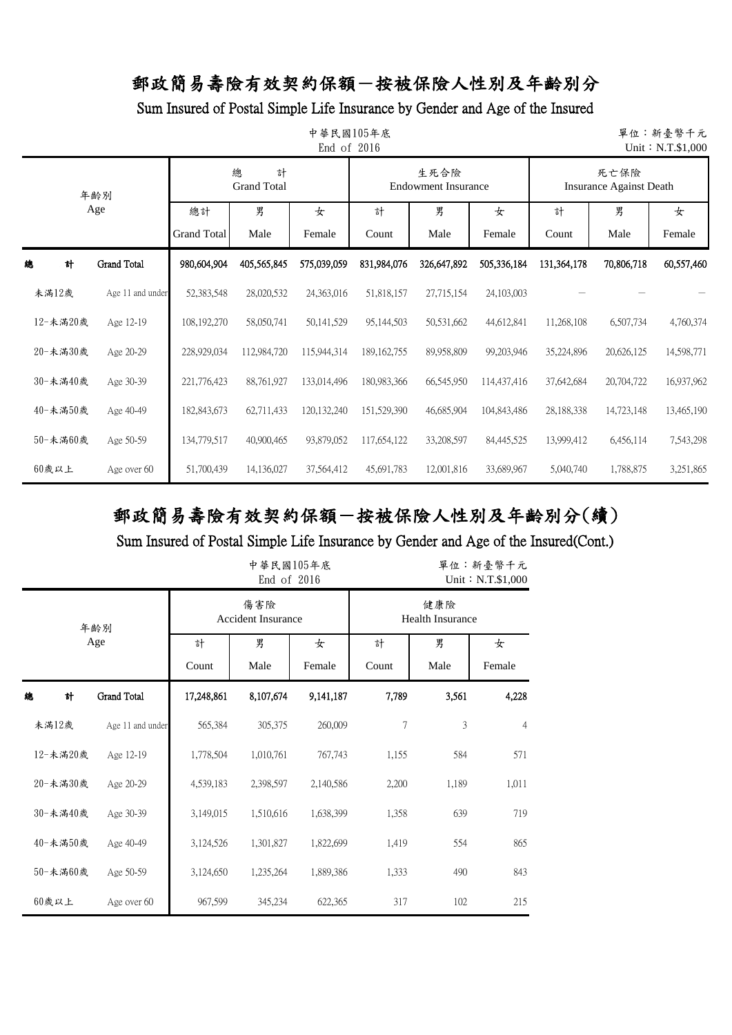# 郵政簡易壽險有效契約保額－按被保險人性別及年齡別分

## Sum Insured of Postal Simple Life Insurance by Gender and Age of the Insured

中華民國105年底
End of 2016

單位：新臺幣千元
Unit：N.T.$1,000

| 年齡別 Age | | 總計 Grand Total | | | 生死合險 Endowment Insurance | | | 死亡保險 Insurance Against Death | | |
|---|---|---|---|---|---|---|---|---|---|---|
| | | 總計 Grand Total | 男 Male | 女 Female | 計 Count | 男 Male | 女 Female | 計 Count | 男 Male | 女 Female |
| 總計 | Grand Total | 980,604,904 | 405,565,845 | 575,039,059 | 831,984,076 | 326,647,892 | 505,336,184 | 131,364,178 | 70,806,718 | 60,557,460 |
| 未滿12歲 | Age 11 and under | 52,383,548 | 28,020,532 | 24,363,016 | 51,818,157 | 27,715,154 | 24,103,003 | － | － | － |
| 12-未滿20歲 | Age 12-19 | 108,192,270 | 58,050,741 | 50,141,529 | 95,144,503 | 50,531,662 | 44,612,841 | 11,268,108 | 6,507,734 | 4,760,374 |
| 20-未滿30歲 | Age 20-29 | 228,929,034 | 112,984,720 | 115,944,314 | 189,162,755 | 89,958,809 | 99,203,946 | 35,224,896 | 20,626,125 | 14,598,771 |
| 30-未滿40歲 | Age 30-39 | 221,776,423 | 88,761,927 | 133,014,496 | 180,983,366 | 66,545,950 | 114,437,416 | 37,642,684 | 20,704,722 | 16,937,962 |
| 40-未滿50歲 | Age 40-49 | 182,843,673 | 62,711,433 | 120,132,240 | 151,529,390 | 46,685,904 | 104,843,486 | 28,188,338 | 14,723,148 | 13,465,190 |
| 50-未滿60歲 | Age 50-59 | 134,779,517 | 40,900,465 | 93,879,052 | 117,654,122 | 33,208,597 | 84,445,525 | 13,999,412 | 6,456,114 | 7,543,298 |
| 60歲以上 | Age over 60 | 51,700,439 | 14,136,027 | 37,564,412 | 45,691,783 | 12,001,816 | 33,689,967 | 5,040,740 | 1,788,875 | 3,251,865 |

# 郵政簡易壽險有效契約保額－按被保險人性別及年齡別分(續)

## Sum Insured of Postal Simple Life Insurance by Gender and Age of the Insured(Cont.)

中華民國105年底
End of 2016

單位：新臺幣千元
Unit：N.T.$1,000

| 年齡別 Age | | 傷害險 Accident Insurance | | | 健康險 Health Insurance | | |
|---|---|---|---|---|---|---|---|
| | | 計 Count | 男 Male | 女 Female | 計 Count | 男 Male | 女 Female |
| 總計 | Grand Total | 17,248,861 | 8,107,674 | 9,141,187 | 7,789 | 3,561 | 4,228 |
| 未滿12歲 | Age 11 and under | 565,384 | 305,375 | 260,009 | 7 | 3 | 4 |
| 12-未滿20歲 | Age 12-19 | 1,778,504 | 1,010,761 | 767,743 | 1,155 | 584 | 571 |
| 20-未滿30歲 | Age 20-29 | 4,539,183 | 2,398,597 | 2,140,586 | 2,200 | 1,189 | 1,011 |
| 30-未滿40歲 | Age 30-39 | 3,149,015 | 1,510,616 | 1,638,399 | 1,358 | 639 | 719 |
| 40-未滿50歲 | Age 40-49 | 3,124,526 | 1,301,827 | 1,822,699 | 1,419 | 554 | 865 |
| 50-未滿60歲 | Age 50-59 | 3,124,650 | 1,235,264 | 1,889,386 | 1,333 | 490 | 843 |
| 60歲以上 | Age over 60 | 967,599 | 345,234 | 622,365 | 317 | 102 | 215 |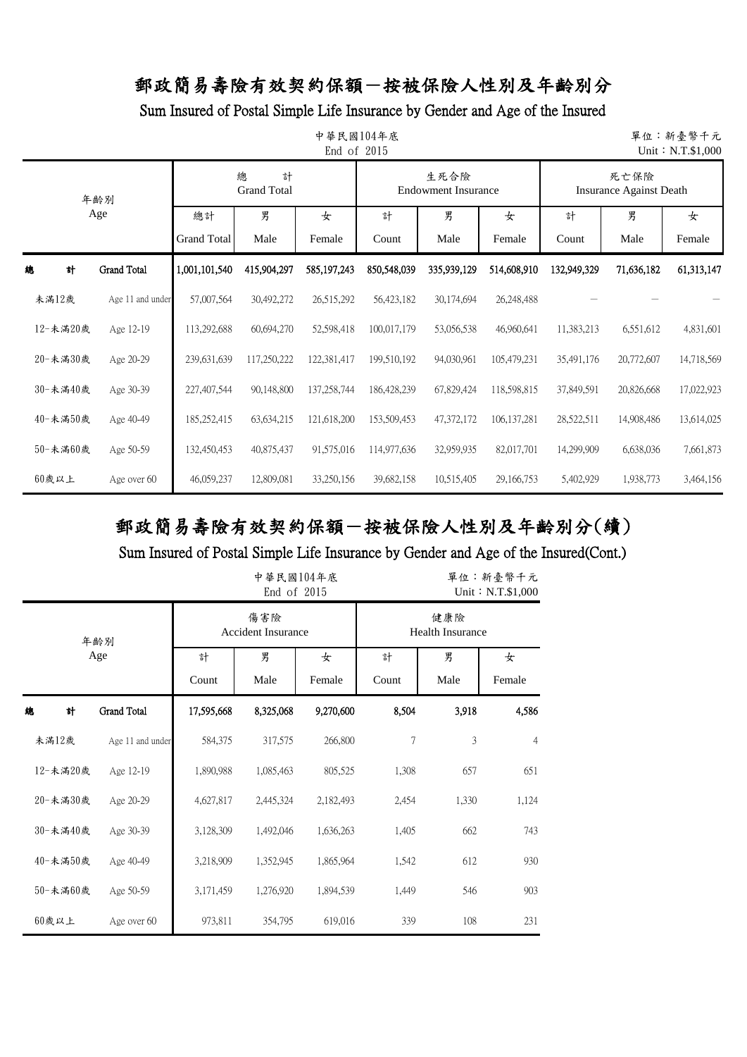# 郵政簡易壽險有效契約保額－按被保險人性別及年齡別分

## Sum Insured of Postal Simple Life Insurance by Gender and Age of the Insured

中華民國104年底 End of 2015

單位：新臺幣千元 Unit：N.T.$1,000

| 年齡別 Age | | 總計 Grand Total | | | 生死合險 Endowment Insurance | | | 死亡保險 Insurance Against Death | | |
|---|---|---|---|---|---|---|---|---|---|---|
| | | 總計 Grand Total | 男 Male | 女 Female | 計 Count | 男 Male | 女 Female | 計 Count | 男 Male | 女 Female |
| 總計 | Grand Total | 1,001,101,540 | 415,904,297 | 585,197,243 | 850,548,039 | 335,939,129 | 514,608,910 | 132,949,329 | 71,636,182 | 61,313,147 |
| 未滿12歲 | Age 11 and under | 57,007,564 | 30,492,272 | 26,515,292 | 56,423,182 | 30,174,694 | 26,248,488 | － | － | － |
| 12-未滿20歲 | Age 12-19 | 113,292,688 | 60,694,270 | 52,598,418 | 100,017,179 | 53,056,538 | 46,960,641 | 11,383,213 | 6,551,612 | 4,831,601 |
| 20-未滿30歲 | Age 20-29 | 239,631,639 | 117,250,222 | 122,381,417 | 199,510,192 | 94,030,961 | 105,479,231 | 35,491,176 | 20,772,607 | 14,718,569 |
| 30-未滿40歲 | Age 30-39 | 227,407,544 | 90,148,800 | 137,258,744 | 186,428,239 | 67,829,424 | 118,598,815 | 37,849,591 | 20,826,668 | 17,022,923 |
| 40-未滿50歲 | Age 40-49 | 185,252,415 | 63,634,215 | 121,618,200 | 153,509,453 | 47,372,172 | 106,137,281 | 28,522,511 | 14,908,486 | 13,614,025 |
| 50-未滿60歲 | Age 50-59 | 132,450,453 | 40,875,437 | 91,575,016 | 114,977,636 | 32,959,935 | 82,017,701 | 14,299,909 | 6,638,036 | 7,661,873 |
| 60歲以上 | Age over 60 | 46,059,237 | 12,809,081 | 33,250,156 | 39,682,158 | 10,515,405 | 29,166,753 | 5,402,929 | 1,938,773 | 3,464,156 |

# 郵政簡易壽險有效契約保額－按被保險人性別及年齡別分(續)

## Sum Insured of Postal Simple Life Insurance by Gender and Age of the Insured(Cont.)

中華民國104年底 End of 2015

單位：新臺幣千元 Unit：N.T.$1,000

| 年齡別 Age | | 傷害險 Accident Insurance | | | 健康險 Health Insurance | | |
|---|---|---|---|---|---|---|---|
| | | 計 Count | 男 Male | 女 Female | 計 Count | 男 Male | 女 Female |
| 總計 | Grand Total | 17,595,668 | 8,325,068 | 9,270,600 | 8,504 | 3,918 | 4,586 |
| 未滿12歲 | Age 11 and under | 584,375 | 317,575 | 266,800 | 7 | 3 | 4 |
| 12-未滿20歲 | Age 12-19 | 1,890,988 | 1,085,463 | 805,525 | 1,308 | 657 | 651 |
| 20-未滿30歲 | Age 20-29 | 4,627,817 | 2,445,324 | 2,182,493 | 2,454 | 1,330 | 1,124 |
| 30-未滿40歲 | Age 30-39 | 3,128,309 | 1,492,046 | 1,636,263 | 1,405 | 662 | 743 |
| 40-未滿50歲 | Age 40-49 | 3,218,909 | 1,352,945 | 1,865,964 | 1,542 | 612 | 930 |
| 50-未滿60歲 | Age 50-59 | 3,171,459 | 1,276,920 | 1,894,539 | 1,449 | 546 | 903 |
| 60歲以上 | Age over 60 | 973,811 | 354,795 | 619,016 | 339 | 108 | 231 |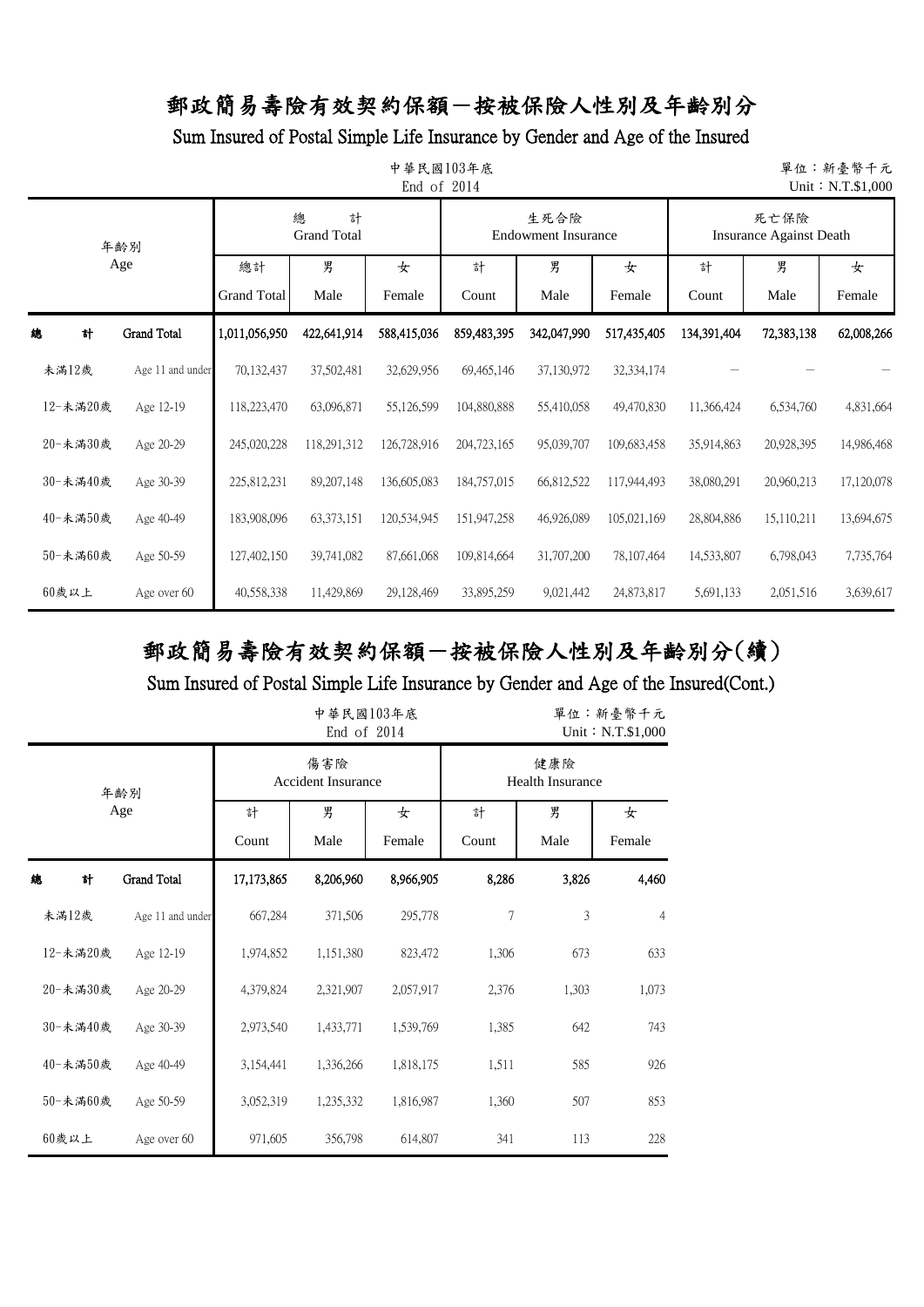# 郵政簡易壽險有效契約保額－按被保險人性別及年齡別分

## Sum Insured of Postal Simple Life Insurance by Gender and Age of the Insured

中華民國103年底
End of 2014

單位：新臺幣千元
Unit：N.T.$1,000

| 年齡別 Age | | 總計 Grand Total | | | 生死合險 Endowment Insurance | | | 死亡保險 Insurance Against Death | | |
|---|---|---|---|---|---|---|---|---|---|---|
| | | 總計 Grand Total | 男 Male | 女 Female | 計 Count | 男 Male | 女 Female | 計 Count | 男 Male | 女 Female |
| 總　計 | Grand Total | 1,011,056,950 | 422,641,914 | 588,415,036 | 859,483,395 | 342,047,990 | 517,435,405 | 134,391,404 | 72,383,138 | 62,008,266 |
| 未滿12歲 | Age 11 and under | 70,132,437 | 37,502,481 | 32,629,956 | 69,465,146 | 37,130,972 | 32,334,174 | － | － | － |
| 12-未滿20歲 | Age 12-19 | 118,223,470 | 63,096,871 | 55,126,599 | 104,880,888 | 55,410,058 | 49,470,830 | 11,366,424 | 6,534,760 | 4,831,664 |
| 20-未滿30歲 | Age 20-29 | 245,020,228 | 118,291,312 | 126,728,916 | 204,723,165 | 95,039,707 | 109,683,458 | 35,914,863 | 20,928,395 | 14,986,468 |
| 30-未滿40歲 | Age 30-39 | 225,812,231 | 89,207,148 | 136,605,083 | 184,757,015 | 66,812,522 | 117,944,493 | 38,080,291 | 20,960,213 | 17,120,078 |
| 40-未滿50歲 | Age 40-49 | 183,908,096 | 63,373,151 | 120,534,945 | 151,947,258 | 46,926,089 | 105,021,169 | 28,804,886 | 15,110,211 | 13,694,675 |
| 50-未滿60歲 | Age 50-59 | 127,402,150 | 39,741,082 | 87,661,068 | 109,814,664 | 31,707,200 | 78,107,464 | 14,533,807 | 6,798,043 | 7,735,764 |
| 60歲以上 | Age over 60 | 40,558,338 | 11,429,869 | 29,128,469 | 33,895,259 | 9,021,442 | 24,873,817 | 5,691,133 | 2,051,516 | 3,639,617 |

# 郵政簡易壽險有效契約保額－按被保險人性別及年齡別分(續)

## Sum Insured of Postal Simple Life Insurance by Gender and Age of the Insured(Cont.)

中華民國103年底
End of 2014

單位：新臺幣千元
Unit：N.T.$1,000

| 年齡別 Age | | 傷害險 Accident Insurance | | | 健康險 Health Insurance | | |
|---|---|---|---|---|---|---|---|
| | | 計 Count | 男 Male | 女 Female | 計 Count | 男 Male | 女 Female |
| 總　計 | Grand Total | 17,173,865 | 8,206,960 | 8,966,905 | 8,286 | 3,826 | 4,460 |
| 未滿12歲 | Age 11 and under | 667,284 | 371,506 | 295,778 | 7 | 3 | 4 |
| 12-未滿20歲 | Age 12-19 | 1,974,852 | 1,151,380 | 823,472 | 1,306 | 673 | 633 |
| 20-未滿30歲 | Age 20-29 | 4,379,824 | 2,321,907 | 2,057,917 | 2,376 | 1,303 | 1,073 |
| 30-未滿40歲 | Age 30-39 | 2,973,540 | 1,433,771 | 1,539,769 | 1,385 | 642 | 743 |
| 40-未滿50歲 | Age 40-49 | 3,154,441 | 1,336,266 | 1,818,175 | 1,511 | 585 | 926 |
| 50-未滿60歲 | Age 50-59 | 3,052,319 | 1,235,332 | 1,816,987 | 1,360 | 507 | 853 |
| 60歲以上 | Age over 60 | 971,605 | 356,798 | 614,807 | 341 | 113 | 228 |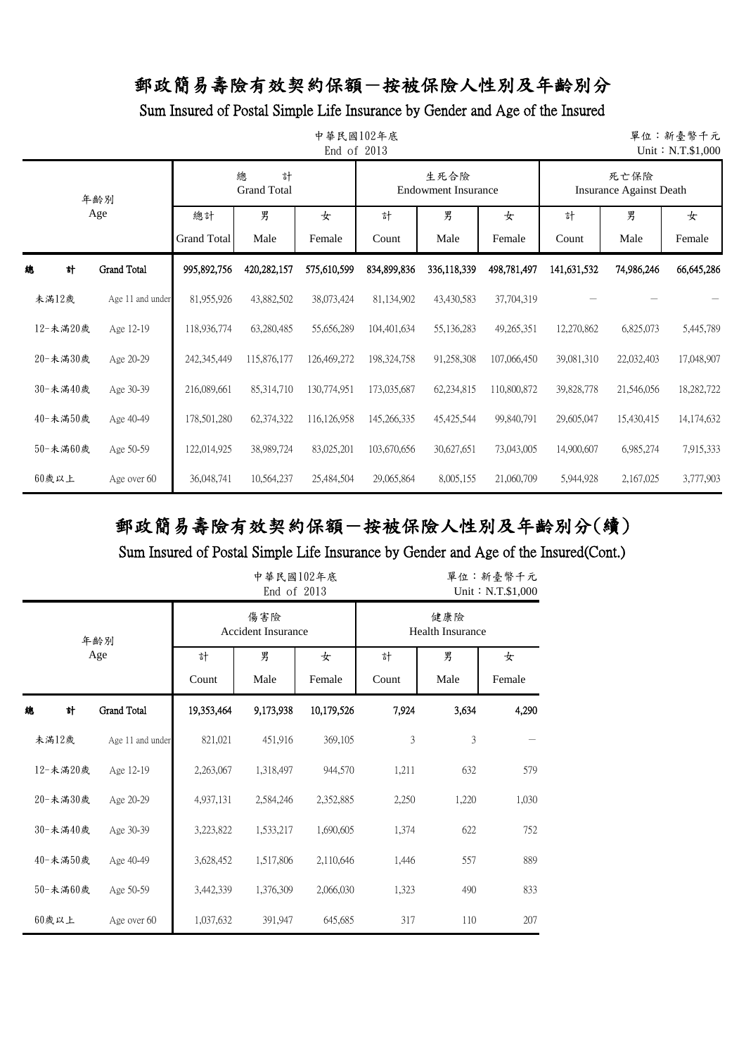# 郵政簡易壽險有效契約保額－按被保險人性別及年齡別分

## Sum Insured of Postal Simple Life Insurance by Gender and Age of the Insured

中華民國102年底
End of 2013

單位：新臺幣千元
Unit：N.T.$1,000

| 年齡別 Age | | 總計 Grand Total | | | 生死合險 Endowment Insurance | | | 死亡保險 Insurance Against Death | | |
|---|---|---|---|---|---|---|---|---|---|---|
| | | 總計 Grand Total | 男 Male | 女 Female | 計 Count | 男 Male | 女 Female | 計 Count | 男 Male | 女 Female |
| 總　計 | Grand Total | 995,892,756 | 420,282,157 | 575,610,599 | 834,899,836 | 336,118,339 | 498,781,497 | 141,631,532 | 74,986,246 | 66,645,286 |
| 未滿12歲 | Age 11 and under | 81,955,926 | 43,882,502 | 38,073,424 | 81,134,902 | 43,430,583 | 37,704,319 | － | － | － |
| 12-未滿20歲 | Age 12-19 | 118,936,774 | 63,280,485 | 55,656,289 | 104,401,634 | 55,136,283 | 49,265,351 | 12,270,862 | 6,825,073 | 5,445,789 |
| 20-未滿30歲 | Age 20-29 | 242,345,449 | 115,876,177 | 126,469,272 | 198,324,758 | 91,258,308 | 107,066,450 | 39,081,310 | 22,032,403 | 17,048,907 |
| 30-未滿40歲 | Age 30-39 | 216,089,661 | 85,314,710 | 130,774,951 | 173,035,687 | 62,234,815 | 110,800,872 | 39,828,778 | 21,546,056 | 18,282,722 |
| 40-未滿50歲 | Age 40-49 | 178,501,280 | 62,374,322 | 116,126,958 | 145,266,335 | 45,425,544 | 99,840,791 | 29,605,047 | 15,430,415 | 14,174,632 |
| 50-未滿60歲 | Age 50-59 | 122,014,925 | 38,989,724 | 83,025,201 | 103,670,656 | 30,627,651 | 73,043,005 | 14,900,607 | 6,985,274 | 7,915,333 |
| 60歲以上 | Age over 60 | 36,048,741 | 10,564,237 | 25,484,504 | 29,065,864 | 8,005,155 | 21,060,709 | 5,944,928 | 2,167,025 | 3,777,903 |

# 郵政簡易壽險有效契約保額－按被保險人性別及年齡別分(續)

## Sum Insured of Postal Simple Life Insurance by Gender and Age of the Insured(Cont.)

中華民國102年底
End of 2013

單位：新臺幣千元
Unit：N.T.$1,000

| 年齡別 Age | | 傷害險 Accident Insurance | | | 健康險 Health Insurance | | |
|---|---|---|---|---|---|---|---|
| | | 計 Count | 男 Male | 女 Female | 計 Count | 男 Male | 女 Female |
| 總　計 | Grand Total | 19,353,464 | 9,173,938 | 10,179,526 | 7,924 | 3,634 | 4,290 |
| 未滿12歲 | Age 11 and under | 821,021 | 451,916 | 369,105 | 3 | 3 | － |
| 12-未滿20歲 | Age 12-19 | 2,263,067 | 1,318,497 | 944,570 | 1,211 | 632 | 579 |
| 20-未滿30歲 | Age 20-29 | 4,937,131 | 2,584,246 | 2,352,885 | 2,250 | 1,220 | 1,030 |
| 30-未滿40歲 | Age 30-39 | 3,223,822 | 1,533,217 | 1,690,605 | 1,374 | 622 | 752 |
| 40-未滿50歲 | Age 40-49 | 3,628,452 | 1,517,806 | 2,110,646 | 1,446 | 557 | 889 |
| 50-未滿60歲 | Age 50-59 | 3,442,339 | 1,376,309 | 2,066,030 | 1,323 | 490 | 833 |
| 60歲以上 | Age over 60 | 1,037,632 | 391,947 | 645,685 | 317 | 110 | 207 |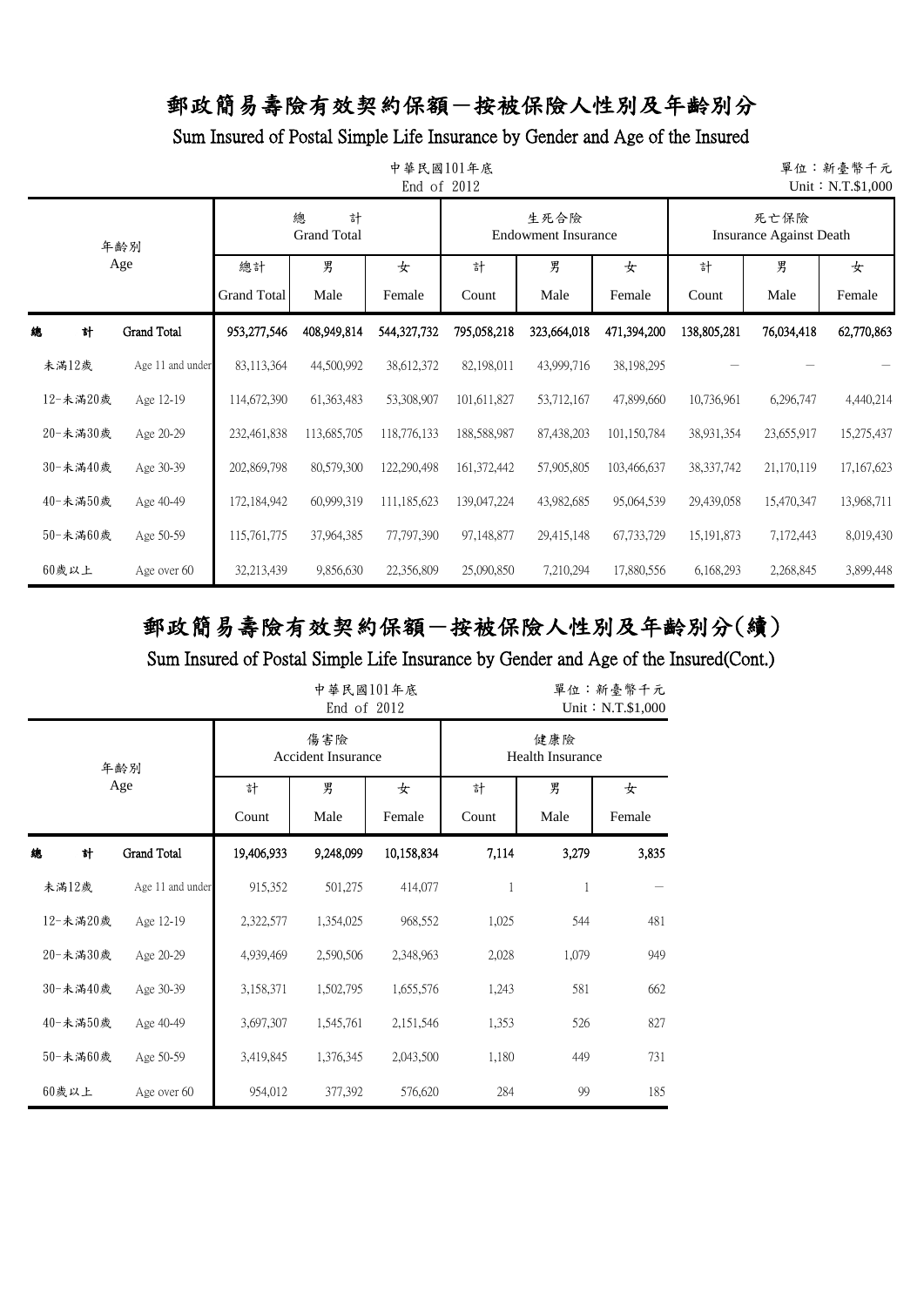# 郵政簡易壽險有效契約保額－按被保險人性別及年齡別分

## Sum Insured of Postal Simple Life Insurance by Gender and Age of the Insured

中華民國101年底
End of 2012

單位：新臺幣千元
Unit：N.T.$1,000

| 年齡別 Age | | 總計 Grand Total | | | 生死合險 Endowment Insurance | | | 死亡保險 Insurance Against Death | | |
|---|---|---|---|---|---|---|---|---|---|---|
| | | 總計 Grand Total | 男 Male | 女 Female | 計 Count | 男 Male | 女 Female | 計 Count | 男 Male | 女 Female |
| 總計 | Grand Total | 953,277,546 | 408,949,814 | 544,327,732 | 795,058,218 | 323,664,018 | 471,394,200 | 138,805,281 | 76,034,418 | 62,770,863 |
| 未滿12歲 | Age 11 and under | 83,113,364 | 44,500,992 | 38,612,372 | 82,198,011 | 43,999,716 | 38,198,295 | － | － | － |
| 12-未滿20歲 | Age 12-19 | 114,672,390 | 61,363,483 | 53,308,907 | 101,611,827 | 53,712,167 | 47,899,660 | 10,736,961 | 6,296,747 | 4,440,214 |
| 20-未滿30歲 | Age 20-29 | 232,461,838 | 113,685,705 | 118,776,133 | 188,588,987 | 87,438,203 | 101,150,784 | 38,931,354 | 23,655,917 | 15,275,437 |
| 30-未滿40歲 | Age 30-39 | 202,869,798 | 80,579,300 | 122,290,498 | 161,372,442 | 57,905,805 | 103,466,637 | 38,337,742 | 21,170,119 | 17,167,623 |
| 40-未滿50歲 | Age 40-49 | 172,184,942 | 60,999,319 | 111,185,623 | 139,047,224 | 43,982,685 | 95,064,539 | 29,439,058 | 15,470,347 | 13,968,711 |
| 50-未滿60歲 | Age 50-59 | 115,761,775 | 37,964,385 | 77,797,390 | 97,148,877 | 29,415,148 | 67,733,729 | 15,191,873 | 7,172,443 | 8,019,430 |
| 60歲以上 | Age over 60 | 32,213,439 | 9,856,630 | 22,356,809 | 25,090,850 | 7,210,294 | 17,880,556 | 6,168,293 | 2,268,845 | 3,899,448 |

# 郵政簡易壽險有效契約保額－按被保險人性別及年齡別分(續)

## Sum Insured of Postal Simple Life Insurance by Gender and Age of the Insured(Cont.)

中華民國101年底
End of 2012

單位：新臺幣千元
Unit：N.T.$1,000

| 年齡別 Age | | 傷害險 Accident Insurance | | | 健康險 Health Insurance | | |
|---|---|---|---|---|---|---|---|
| | | 計 Count | 男 Male | 女 Female | 計 Count | 男 Male | 女 Female |
| 總計 | Grand Total | 19,406,933 | 9,248,099 | 10,158,834 | 7,114 | 3,279 | 3,835 |
| 未滿12歲 | Age 11 and under | 915,352 | 501,275 | 414,077 | 1 | 1 | － |
| 12-未滿20歲 | Age 12-19 | 2,322,577 | 1,354,025 | 968,552 | 1,025 | 544 | 481 |
| 20-未滿30歲 | Age 20-29 | 4,939,469 | 2,590,506 | 2,348,963 | 2,028 | 1,079 | 949 |
| 30-未滿40歲 | Age 30-39 | 3,158,371 | 1,502,795 | 1,655,576 | 1,243 | 581 | 662 |
| 40-未滿50歲 | Age 40-49 | 3,697,307 | 1,545,761 | 2,151,546 | 1,353 | 526 | 827 |
| 50-未滿60歲 | Age 50-59 | 3,419,845 | 1,376,345 | 2,043,500 | 1,180 | 449 | 731 |
| 60歲以上 | Age over 60 | 954,012 | 377,392 | 576,620 | 284 | 99 | 185 |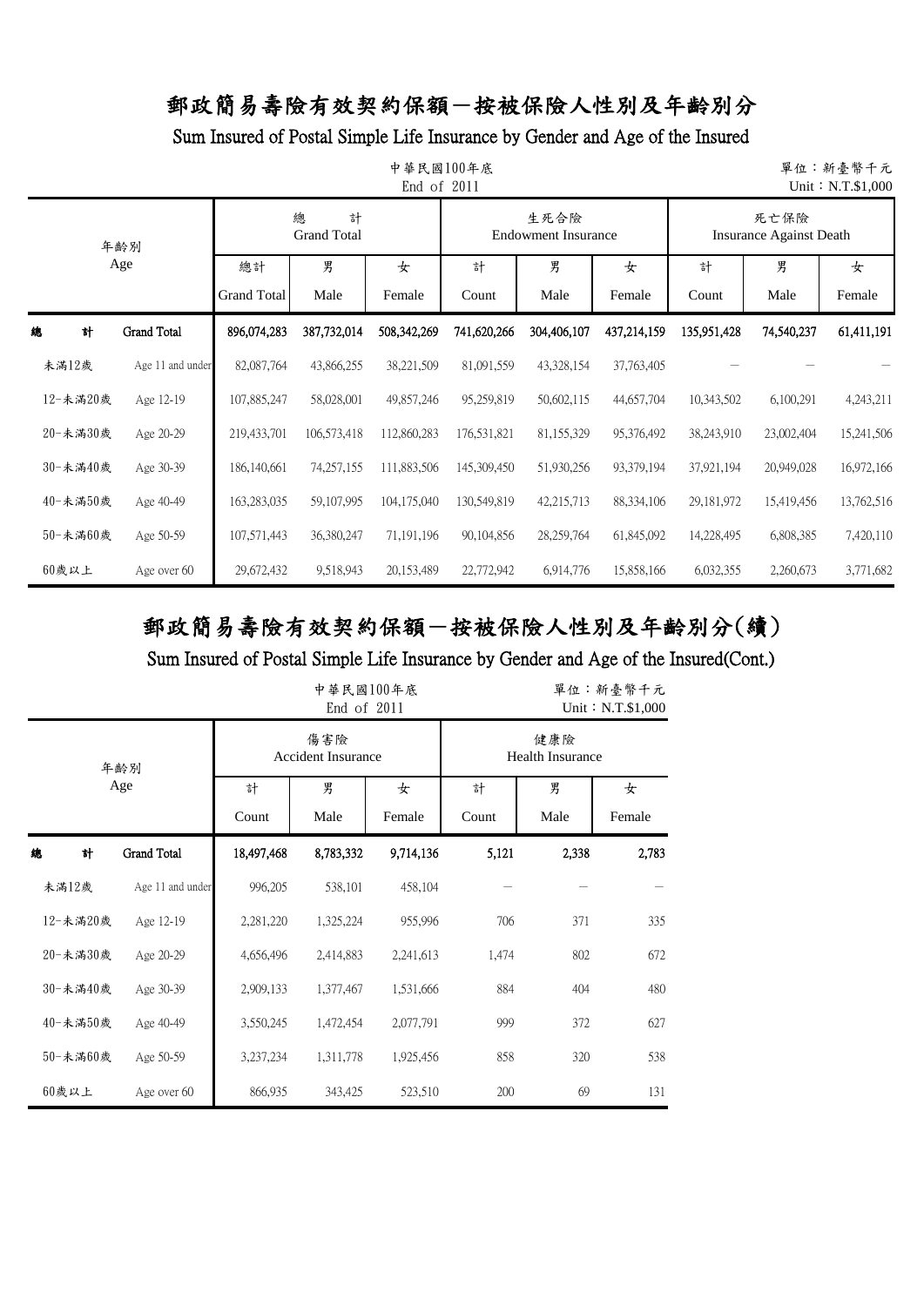# 郵政簡易壽險有效契約保額－按被保險人性別及年齡別分

## Sum Insured of Postal Simple Life Insurance by Gender and Age of the Insured

中華民國100年底
End of 2011

單位：新臺幣千元
Unit：N.T.$1,000

| 年齡別 Age | | 總　計 Grand Total | | | 生死合險 Endowment Insurance | | | 死亡保險 Insurance Against Death | | |
|---|---|---|---|---|---|---|---|---|---|---|
| | | 總計 Grand Total | 男 Male | 女 Female | 計 Count | 男 Male | 女 Female | 計 Count | 男 Male | 女 Female |
| 總　計 | Grand Total | 896,074,283 | 387,732,014 | 508,342,269 | 741,620,266 | 304,406,107 | 437,214,159 | 135,951,428 | 74,540,237 | 61,411,191 |
| 未滿12歲 | Age 11 and under | 82,087,764 | 43,866,255 | 38,221,509 | 81,091,559 | 43,328,154 | 37,763,405 | － | － | － |
| 12-未滿20歲 | Age 12-19 | 107,885,247 | 58,028,001 | 49,857,246 | 95,259,819 | 50,602,115 | 44,657,704 | 10,343,502 | 6,100,291 | 4,243,211 |
| 20-未滿30歲 | Age 20-29 | 219,433,701 | 106,573,418 | 112,860,283 | 176,531,821 | 81,155,329 | 95,376,492 | 38,243,910 | 23,002,404 | 15,241,506 |
| 30-未滿40歲 | Age 30-39 | 186,140,661 | 74,257,155 | 111,883,506 | 145,309,450 | 51,930,256 | 93,379,194 | 37,921,194 | 20,949,028 | 16,972,166 |
| 40-未滿50歲 | Age 40-49 | 163,283,035 | 59,107,995 | 104,175,040 | 130,549,819 | 42,215,713 | 88,334,106 | 29,181,972 | 15,419,456 | 13,762,516 |
| 50-未滿60歲 | Age 50-59 | 107,571,443 | 36,380,247 | 71,191,196 | 90,104,856 | 28,259,764 | 61,845,092 | 14,228,495 | 6,808,385 | 7,420,110 |
| 60歲以上 | Age over 60 | 29,672,432 | 9,518,943 | 20,153,489 | 22,772,942 | 6,914,776 | 15,858,166 | 6,032,355 | 2,260,673 | 3,771,682 |

# 郵政簡易壽險有效契約保額－按被保險人性別及年齡別分(續)

## Sum Insured of Postal Simple Life Insurance by Gender and Age of the Insured(Cont.)

中華民國100年底
End of 2011

單位：新臺幣千元
Unit：N.T.$1,000

| 年齡別 Age | | 傷害險 Accident Insurance | | | 健康險 Health Insurance | | |
|---|---|---|---|---|---|---|---|
| | | 計 Count | 男 Male | 女 Female | 計 Count | 男 Male | 女 Female |
| 總　計 | Grand Total | 18,497,468 | 8,783,332 | 9,714,136 | 5,121 | 2,338 | 2,783 |
| 未滿12歲 | Age 11 and under | 996,205 | 538,101 | 458,104 | － | － | － |
| 12-未滿20歲 | Age 12-19 | 2,281,220 | 1,325,224 | 955,996 | 706 | 371 | 335 |
| 20-未滿30歲 | Age 20-29 | 4,656,496 | 2,414,883 | 2,241,613 | 1,474 | 802 | 672 |
| 30-未滿40歲 | Age 30-39 | 2,909,133 | 1,377,467 | 1,531,666 | 884 | 404 | 480 |
| 40-未滿50歲 | Age 40-49 | 3,550,245 | 1,472,454 | 2,077,791 | 999 | 372 | 627 |
| 50-未滿60歲 | Age 50-59 | 3,237,234 | 1,311,778 | 1,925,456 | 858 | 320 | 538 |
| 60歲以上 | Age over 60 | 866,935 | 343,425 | 523,510 | 200 | 69 | 131 |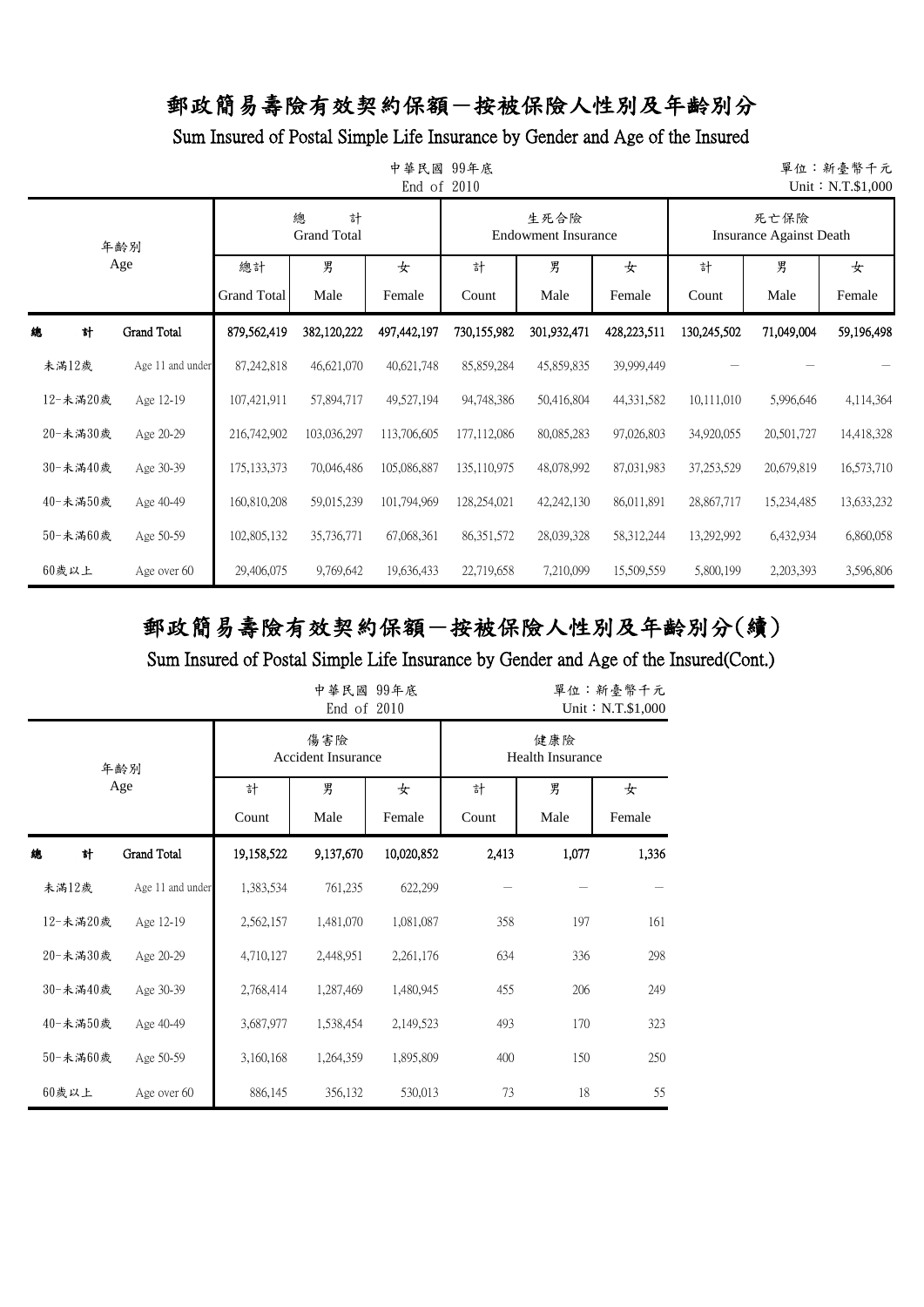# 郵政簡易壽險有效契約保額－按被保險人性別及年齡別分

## Sum Insured of Postal Simple Life Insurance by Gender and Age of the Insured

中華民國 99年底
End of 2010

單位：新臺幣千元
Unit：N.T.$1,000

| 年齡別 Age | | 總計 Grand Total | | | 生死合險 Endowment Insurance | | | 死亡保險 Insurance Against Death | | |
|---|---|---|---|---|---|---|---|---|---|---|
| | | 總計 Grand Total | 男 Male | 女 Female | 計 Count | 男 Male | 女 Female | 計 Count | 男 Male | 女 Female |
| 總計 | Grand Total | 879,562,419 | 382,120,222 | 497,442,197 | 730,155,982 | 301,932,471 | 428,223,511 | 130,245,502 | 71,049,004 | 59,196,498 |
| 未滿12歲 | Age 11 and under | 87,242,818 | 46,621,070 | 40,621,748 | 85,859,284 | 45,859,835 | 39,999,449 | － | － | － |
| 12-未滿20歲 | Age 12-19 | 107,421,911 | 57,894,717 | 49,527,194 | 94,748,386 | 50,416,804 | 44,331,582 | 10,111,010 | 5,996,646 | 4,114,364 |
| 20-未滿30歲 | Age 20-29 | 216,742,902 | 103,036,297 | 113,706,605 | 177,112,086 | 80,085,283 | 97,026,803 | 34,920,055 | 20,501,727 | 14,418,328 |
| 30-未滿40歲 | Age 30-39 | 175,133,373 | 70,046,486 | 105,086,887 | 135,110,975 | 48,078,992 | 87,031,983 | 37,253,529 | 20,679,819 | 16,573,710 |
| 40-未滿50歲 | Age 40-49 | 160,810,208 | 59,015,239 | 101,794,969 | 128,254,021 | 42,242,130 | 86,011,891 | 28,867,717 | 15,234,485 | 13,633,232 |
| 50-未滿60歲 | Age 50-59 | 102,805,132 | 35,736,771 | 67,068,361 | 86,351,572 | 28,039,328 | 58,312,244 | 13,292,992 | 6,432,934 | 6,860,058 |
| 60歲以上 | Age over 60 | 29,406,075 | 9,769,642 | 19,636,433 | 22,719,658 | 7,210,099 | 15,509,559 | 5,800,199 | 2,203,393 | 3,596,806 |

# 郵政簡易壽險有效契約保額－按被保險人性別及年齡別分(續)

## Sum Insured of Postal Simple Life Insurance by Gender and Age of the Insured(Cont.)

中華民國 99年底
End of 2010

單位：新臺幣千元
Unit：N.T.$1,000

| 年齡別 Age | | 傷害險 Accident Insurance | | | 健康險 Health Insurance | | |
|---|---|---|---|---|---|---|---|
| | | 計 Count | 男 Male | 女 Female | 計 Count | 男 Male | 女 Female |
| 總計 | Grand Total | 19,158,522 | 9,137,670 | 10,020,852 | 2,413 | 1,077 | 1,336 |
| 未滿12歲 | Age 11 and under | 1,383,534 | 761,235 | 622,299 | － | － | － |
| 12-未滿20歲 | Age 12-19 | 2,562,157 | 1,481,070 | 1,081,087 | 358 | 197 | 161 |
| 20-未滿30歲 | Age 20-29 | 4,710,127 | 2,448,951 | 2,261,176 | 634 | 336 | 298 |
| 30-未滿40歲 | Age 30-39 | 2,768,414 | 1,287,469 | 1,480,945 | 455 | 206 | 249 |
| 40-未滿50歲 | Age 40-49 | 3,687,977 | 1,538,454 | 2,149,523 | 493 | 170 | 323 |
| 50-未滿60歲 | Age 50-59 | 3,160,168 | 1,264,359 | 1,895,809 | 400 | 150 | 250 |
| 60歲以上 | Age over 60 | 886,145 | 356,132 | 530,013 | 73 | 18 | 55 |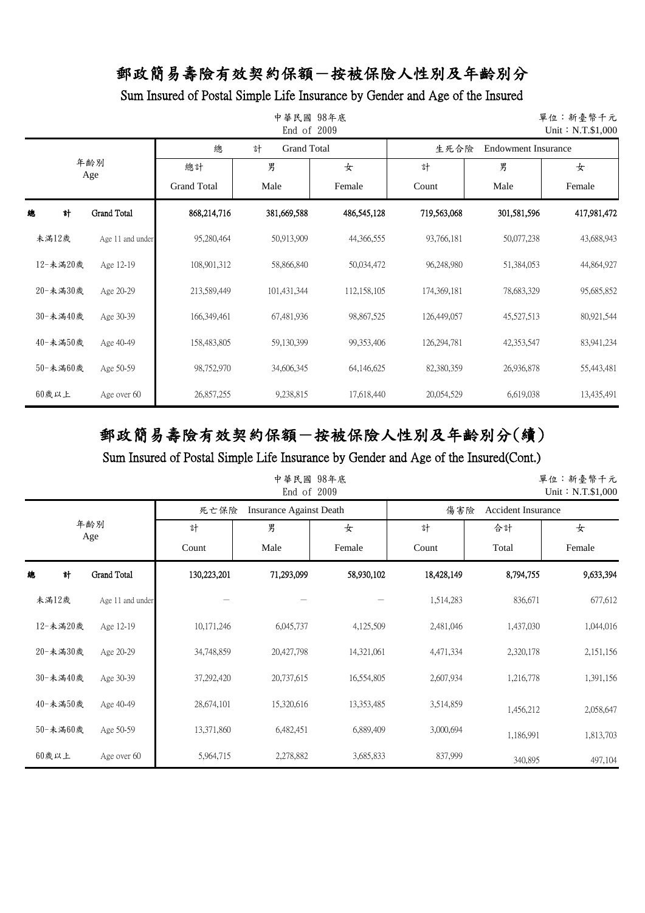# 郵政簡易壽險有效契約保額－按被保險人性別及年齡別分

## Sum Insured of Postal Simple Life Insurance by Gender and Age of the Insured

中華民國 98年底
End of 2009

單位：新臺幣千元
Unit：N.T.$1,000

| 年齡別 Age | | 總計 Grand Total | | | 生死合險 Endowment Insurance | | |
|---|---|---|---|---|---|---|---|
| | | 總計 Grand Total | 男 Male | 女 Female | 計 Count | 男 Male | 女 Female |
| 總計 | Grand Total | 868,214,716 | 381,669,588 | 486,545,128 | 719,563,068 | 301,581,596 | 417,981,472 |
| 未滿12歲 | Age 11 and under | 95,280,464 | 50,913,909 | 44,366,555 | 93,766,181 | 50,077,238 | 43,688,943 |
| 12-未滿20歲 | Age 12-19 | 108,901,312 | 58,866,840 | 50,034,472 | 96,248,980 | 51,384,053 | 44,864,927 |
| 20-未滿30歲 | Age 20-29 | 213,589,449 | 101,431,344 | 112,158,105 | 174,369,181 | 78,683,329 | 95,685,852 |
| 30-未滿40歲 | Age 30-39 | 166,349,461 | 67,481,936 | 98,867,525 | 126,449,057 | 45,527,513 | 80,921,544 |
| 40-未滿50歲 | Age 40-49 | 158,483,805 | 59,130,399 | 99,353,406 | 126,294,781 | 42,353,547 | 83,941,234 |
| 50-未滿60歲 | Age 50-59 | 98,752,970 | 34,606,345 | 64,146,625 | 82,380,359 | 26,936,878 | 55,443,481 |
| 60歲以上 | Age over 60 | 26,857,255 | 9,238,815 | 17,618,440 | 20,054,529 | 6,619,038 | 13,435,491 |

# 郵政簡易壽險有效契約保額－按被保險人性別及年齡別分(續)

## Sum Insured of Postal Simple Life Insurance by Gender and Age of the Insured(Cont.)

中華民國 98年底
End of 2009

單位：新臺幣千元
Unit：N.T.$1,000

| 年齡別 Age | | 死亡保險 Insurance Against Death | | | 傷害險 Accident Insurance | | |
|---|---|---|---|---|---|---|---|
| | | 計 Count | 男 Male | 女 Female | 計 Count | 合計 Total | 女 Female |
| 總計 | Grand Total | 130,223,201 | 71,293,099 | 58,930,102 | 18,428,149 | 8,794,755 | 9,633,394 |
| 未滿12歲 | Age 11 and under | － | － | － | 1,514,283 | 836,671 | 677,612 |
| 12-未滿20歲 | Age 12-19 | 10,171,246 | 6,045,737 | 4,125,509 | 2,481,046 | 1,437,030 | 1,044,016 |
| 20-未滿30歲 | Age 20-29 | 34,748,859 | 20,427,798 | 14,321,061 | 4,471,334 | 2,320,178 | 2,151,156 |
| 30-未滿40歲 | Age 30-39 | 37,292,420 | 20,737,615 | 16,554,805 | 2,607,934 | 1,216,778 | 1,391,156 |
| 40-未滿50歲 | Age 40-49 | 28,674,101 | 15,320,616 | 13,353,485 | 3,514,859 | 1,456,212 | 2,058,647 |
| 50-未滿60歲 | Age 50-59 | 13,371,860 | 6,482,451 | 6,889,409 | 3,000,694 | 1,186,991 | 1,813,703 |
| 60歲以上 | Age over 60 | 5,964,715 | 2,278,882 | 3,685,833 | 837,999 | 340,895 | 497,104 |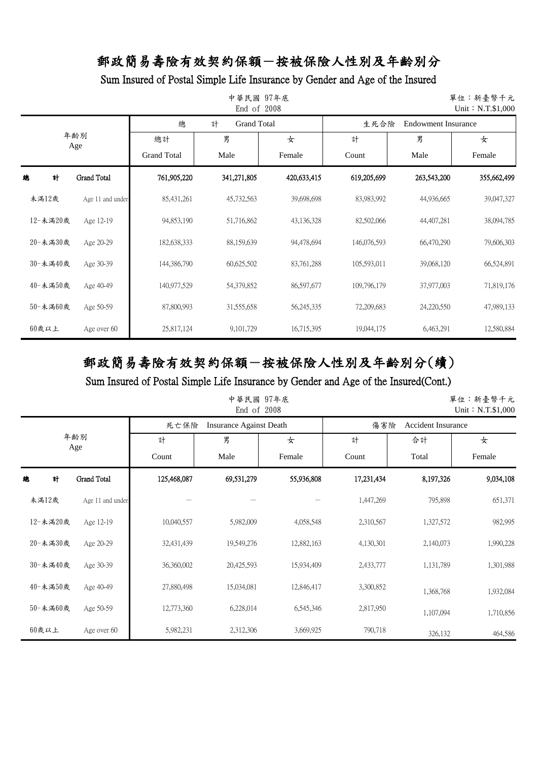# 郵政簡易壽險有效契約保額－按被保險人性別及年齡別分

## Sum Insured of Postal Simple Life Insurance by Gender and Age of the Insured

中華民國 97年底
End of 2008

單位：新臺幣千元
Unit：N.T.$1,000

| 年齡別 Age | | 總計 Grand Total | | | 生死合險 Endowment Insurance | | |
|---|---|---|---|---|---|---|---|
| | | 總計 Grand Total | 男 Male | 女 Female | 計 Count | 男 Male | 女 Female |
| 總計 | Grand Total | 761,905,220 | 341,271,805 | 420,633,415 | 619,205,699 | 263,543,200 | 355,662,499 |
| 未滿12歲 | Age 11 and under | 85,431,261 | 45,732,563 | 39,698,698 | 83,983,992 | 44,936,665 | 39,047,327 |
| 12-未滿20歲 | Age 12-19 | 94,853,190 | 51,716,862 | 43,136,328 | 82,502,066 | 44,407,281 | 38,094,785 |
| 20-未滿30歲 | Age 20-29 | 182,638,333 | 88,159,639 | 94,478,694 | 146,076,593 | 66,470,290 | 79,606,303 |
| 30-未滿40歲 | Age 30-39 | 144,386,790 | 60,625,502 | 83,761,288 | 105,593,011 | 39,068,120 | 66,524,891 |
| 40-未滿50歲 | Age 40-49 | 140,977,529 | 54,379,852 | 86,597,677 | 109,796,179 | 37,977,003 | 71,819,176 |
| 50-未滿60歲 | Age 50-59 | 87,800,993 | 31,555,658 | 56,245,335 | 72,209,683 | 24,220,550 | 47,989,133 |
| 60歲以上 | Age over 60 | 25,817,124 | 9,101,729 | 16,715,395 | 19,044,175 | 6,463,291 | 12,580,884 |

# 郵政簡易壽險有效契約保額－按被保險人性別及年齡別分(續)

## Sum Insured of Postal Simple Life Insurance by Gender and Age of the Insured(Cont.)

中華民國 97年底
End of 2008

單位：新臺幣千元
Unit：N.T.$1,000

| 年齡別 Age | | 死亡保險 Insurance Against Death | | | 傷害險 Accident Insurance | | |
|---|---|---|---|---|---|---|---|
| | | 計 Count | 男 Male | 女 Female | 計 Count | 合計 Total | 女 Female |
| 總計 | Grand Total | 125,468,087 | 69,531,279 | 55,936,808 | 17,231,434 | 8,197,326 | 9,034,108 |
| 未滿12歲 | Age 11 and under | － | － | － | 1,447,269 | 795,898 | 651,371 |
| 12-未滿20歲 | Age 12-19 | 10,040,557 | 5,982,009 | 4,058,548 | 2,310,567 | 1,327,572 | 982,995 |
| 20-未滿30歲 | Age 20-29 | 32,431,439 | 19,549,276 | 12,882,163 | 4,130,301 | 2,140,073 | 1,990,228 |
| 30-未滿40歲 | Age 30-39 | 36,360,002 | 20,425,593 | 15,934,409 | 2,433,777 | 1,131,789 | 1,301,988 |
| 40-未滿50歲 | Age 40-49 | 27,880,498 | 15,034,081 | 12,846,417 | 3,300,852 | 1,368,768 | 1,932,084 |
| 50-未滿60歲 | Age 50-59 | 12,773,360 | 6,228,014 | 6,545,346 | 2,817,950 | 1,107,094 | 1,710,856 |
| 60歲以上 | Age over 60 | 5,982,231 | 2,312,306 | 3,669,925 | 790,718 | 326,132 | 464,586 |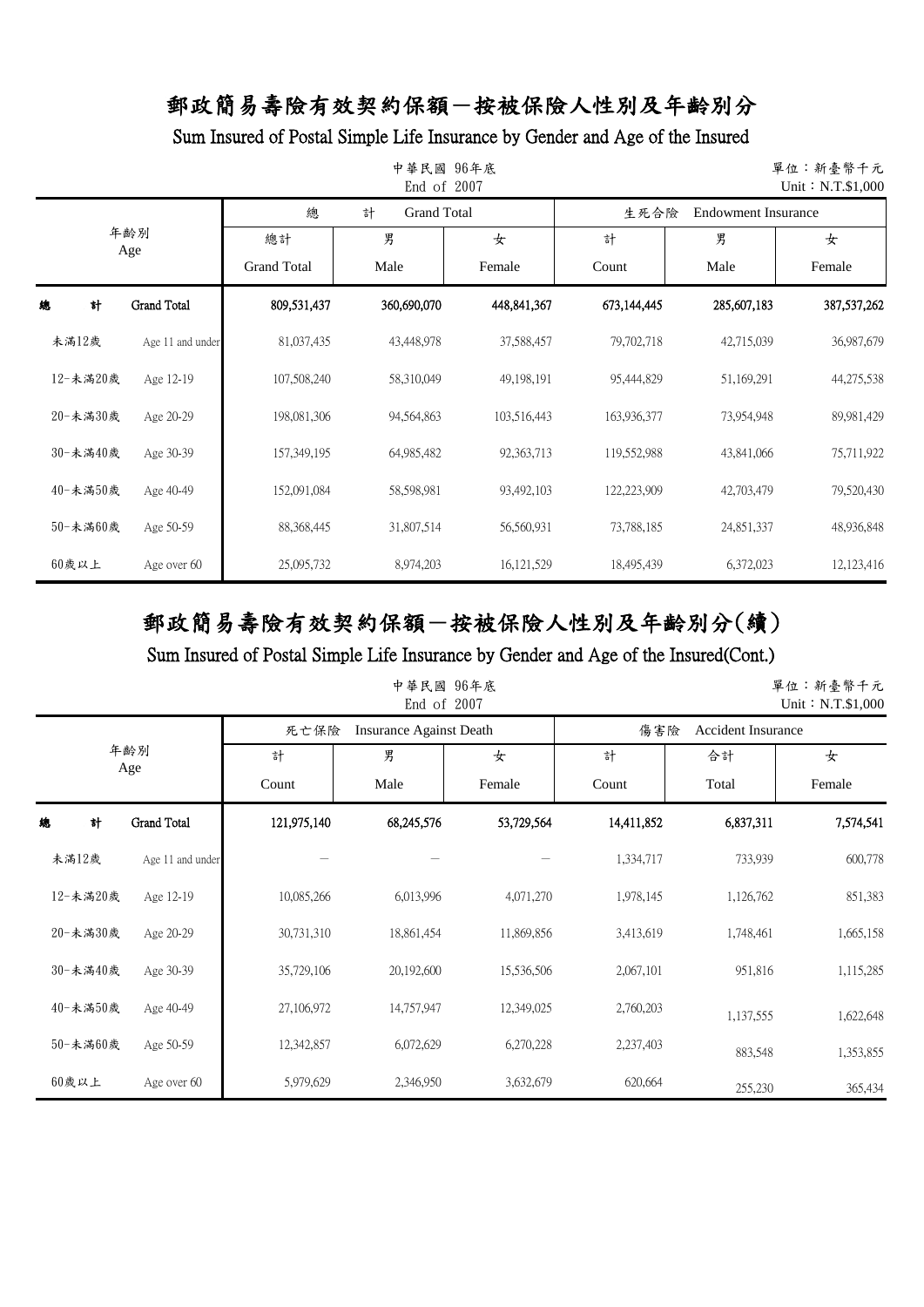# 郵政簡易壽險有效契約保額－按被保險人性別及年齡別分

## Sum Insured of Postal Simple Life Insurance by Gender and Age of the Insured

中華民國 96年底
End of 2007

單位：新臺幣千元
Unit：N.T.$1,000

| 年齡別 Age | | 總計 Grand Total | | | 生死合險 Endowment Insurance | | |
|---|---|---|---|---|---|---|---|
| | | 總計 Grand Total | 男 Male | 女 Female | 計 Count | 男 Male | 女 Female |
| 總計 | Grand Total | 809,531,437 | 360,690,070 | 448,841,367 | 673,144,445 | 285,607,183 | 387,537,262 |
| 未滿12歲 | Age 11 and under | 81,037,435 | 43,448,978 | 37,588,457 | 79,702,718 | 42,715,039 | 36,987,679 |
| 12-未滿20歲 | Age 12-19 | 107,508,240 | 58,310,049 | 49,198,191 | 95,444,829 | 51,169,291 | 44,275,538 |
| 20-未滿30歲 | Age 20-29 | 198,081,306 | 94,564,863 | 103,516,443 | 163,936,377 | 73,954,948 | 89,981,429 |
| 30-未滿40歲 | Age 30-39 | 157,349,195 | 64,985,482 | 92,363,713 | 119,552,988 | 43,841,066 | 75,711,922 |
| 40-未滿50歲 | Age 40-49 | 152,091,084 | 58,598,981 | 93,492,103 | 122,223,909 | 42,703,479 | 79,520,430 |
| 50-未滿60歲 | Age 50-59 | 88,368,445 | 31,807,514 | 56,560,931 | 73,788,185 | 24,851,337 | 48,936,848 |
| 60歲以上 | Age over 60 | 25,095,732 | 8,974,203 | 16,121,529 | 18,495,439 | 6,372,023 | 12,123,416 |

# 郵政簡易壽險有效契約保額－按被保險人性別及年齡別分(續)

## Sum Insured of Postal Simple Life Insurance by Gender and Age of the Insured(Cont.)

中華民國 96年底
End of 2007

單位：新臺幣千元
Unit：N.T.$1,000

| 年齡別 Age | | 死亡保險 Insurance Against Death | | | 傷害險 Accident Insurance | | |
|---|---|---|---|---|---|---|---|
| | | 計 Count | 男 Male | 女 Female | 計 Count | 合計 Total | 女 Female |
| 總計 | Grand Total | 121,975,140 | 68,245,576 | 53,729,564 | 14,411,852 | 6,837,311 | 7,574,541 |
| 未滿12歲 | Age 11 and under | － | － | － | 1,334,717 | 733,939 | 600,778 |
| 12-未滿20歲 | Age 12-19 | 10,085,266 | 6,013,996 | 4,071,270 | 1,978,145 | 1,126,762 | 851,383 |
| 20-未滿30歲 | Age 20-29 | 30,731,310 | 18,861,454 | 11,869,856 | 3,413,619 | 1,748,461 | 1,665,158 |
| 30-未滿40歲 | Age 30-39 | 35,729,106 | 20,192,600 | 15,536,506 | 2,067,101 | 951,816 | 1,115,285 |
| 40-未滿50歲 | Age 40-49 | 27,106,972 | 14,757,947 | 12,349,025 | 2,760,203 | 1,137,555 | 1,622,648 |
| 50-未滿60歲 | Age 50-59 | 12,342,857 | 6,072,629 | 6,270,228 | 2,237,403 | 883,548 | 1,353,855 |
| 60歲以上 | Age over 60 | 5,979,629 | 2,346,950 | 3,632,679 | 620,664 | 255,230 | 365,434 |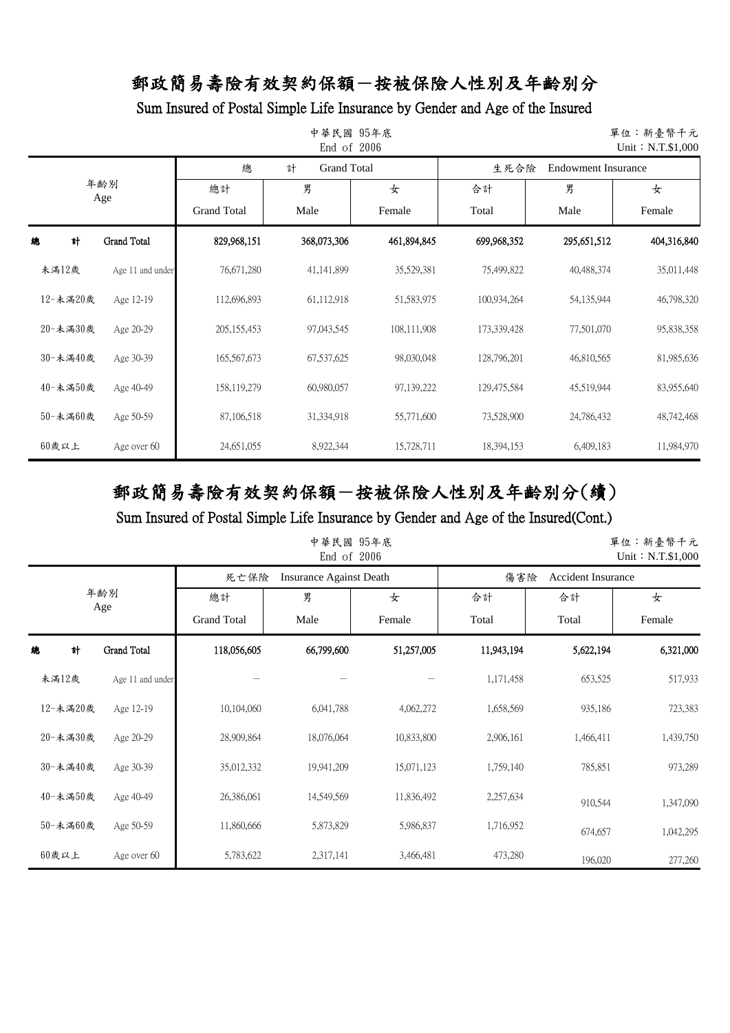# 郵政簡易壽險有效契約保額－按被保險人性別及年齡別分

## Sum Insured of Postal Simple Life Insurance by Gender and Age of the Insured

中華民國 95年底
End of 2006

單位：新臺幣千元
Unit：N.T.$1,000

| 年齡別 Age | | 總計 Grand Total | | | 生死合險 Endowment Insurance | | |
|---|---|---|---|---|---|---|---|
| | | 總計 Grand Total | 男 Male | 女 Female | 合計 Total | 男 Male | 女 Female |
| 總計 | Grand Total | 829,968,151 | 368,073,306 | 461,894,845 | 699,968,352 | 295,651,512 | 404,316,840 |
| 未滿12歲 | Age 11 and under | 76,671,280 | 41,141,899 | 35,529,381 | 75,499,822 | 40,488,374 | 35,011,448 |
| 12-未滿20歲 | Age 12-19 | 112,696,893 | 61,112,918 | 51,583,975 | 100,934,264 | 54,135,944 | 46,798,320 |
| 20-未滿30歲 | Age 20-29 | 205,155,453 | 97,043,545 | 108,111,908 | 173,339,428 | 77,501,070 | 95,838,358 |
| 30-未滿40歲 | Age 30-39 | 165,567,673 | 67,537,625 | 98,030,048 | 128,796,201 | 46,810,565 | 81,985,636 |
| 40-未滿50歲 | Age 40-49 | 158,119,279 | 60,980,057 | 97,139,222 | 129,475,584 | 45,519,944 | 83,955,640 |
| 50-未滿60歲 | Age 50-59 | 87,106,518 | 31,334,918 | 55,771,600 | 73,528,900 | 24,786,432 | 48,742,468 |
| 60歲以上 | Age over 60 | 24,651,055 | 8,922,344 | 15,728,711 | 18,394,153 | 6,409,183 | 11,984,970 |

# 郵政簡易壽險有效契約保額－按被保險人性別及年齡別分(續)

## Sum Insured of Postal Simple Life Insurance by Gender and Age of the Insured(Cont.)

中華民國 95年底
End of 2006

單位：新臺幣千元
Unit：N.T.$1,000

| 年齡別 Age | | 死亡保險 Insurance Against Death | | | 傷害險 Accident Insurance | | |
|---|---|---|---|---|---|---|---|
| | | 總計 Grand Total | 男 Male | 女 Female | 合計 Total | 合計 Total | 女 Female |
| 總計 | Grand Total | 118,056,605 | 66,799,600 | 51,257,005 | 11,943,194 | 5,622,194 | 6,321,000 |
| 未滿12歲 | Age 11 and under | － | － | － | 1,171,458 | 653,525 | 517,933 |
| 12-未滿20歲 | Age 12-19 | 10,104,060 | 6,041,788 | 4,062,272 | 1,658,569 | 935,186 | 723,383 |
| 20-未滿30歲 | Age 20-29 | 28,909,864 | 18,076,064 | 10,833,800 | 2,906,161 | 1,466,411 | 1,439,750 |
| 30-未滿40歲 | Age 30-39 | 35,012,332 | 19,941,209 | 15,071,123 | 1,759,140 | 785,851 | 973,289 |
| 40-未滿50歲 | Age 40-49 | 26,386,061 | 14,549,569 | 11,836,492 | 2,257,634 | 910,544 | 1,347,090 |
| 50-未滿60歲 | Age 50-59 | 11,860,666 | 5,873,829 | 5,986,837 | 1,716,952 | 674,657 | 1,042,295 |
| 60歲以上 | Age over 60 | 5,783,622 | 2,317,141 | 3,466,481 | 473,280 | 196,020 | 277,260 |